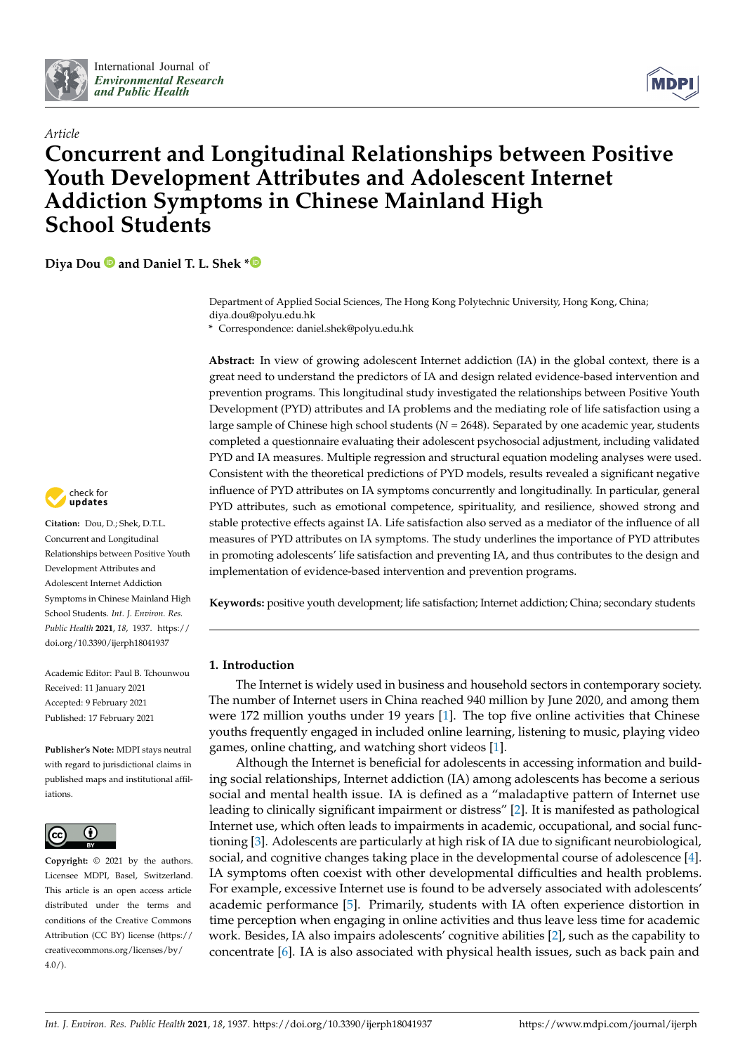*Article*

# Concurrent and Longitudinal Relationships between Positive Youth Development Attributes and Adolescent Internet Addiction Symptoms in Chinese Mainland High School Students

**Diya Dou and Daniel T. L. Shek ***

Department of Applied Social Sciences, The Hong Kong Polytechnic University, Hong Kong, China; diya.dou@polyu.edu.hk

* Correspondence: daniel.shek@polyu.edu.hk

**Abstract:** In view of growing adolescent Internet addiction (IA) in the global context, there is a great need to understand the predictors of IA and design related evidence-based intervention and prevention programs. This longitudinal study investigated the relationships between Positive Youth Development (PYD) attributes and IA problems and the mediating role of life satisfaction using a large sample of Chinese high school students (*N* = 2648). Separated by one academic year, students completed a questionnaire evaluating their adolescent psychosocial adjustment, including validated PYD and IA measures. Multiple regression and structural equation modeling analyses were used. Consistent with the theoretical predictions of PYD models, results revealed a significant negative influence of PYD attributes on IA symptoms concurrently and longitudinally. In particular, general PYD attributes, such as emotional competence, spirituality, and resilience, showed strong and stable protective effects against IA. Life satisfaction also served as a mediator of the influence of all measures of PYD attributes on IA symptoms. The study underlines the importance of PYD attributes in promoting adolescents' life satisfaction and preventing IA, and thus contributes to the design and implementation of evidence-based intervention and prevention programs.

**Keywords:** positive youth development; life satisfaction; Internet addiction; China; secondary students

**Citation:** Dou, D.; Shek, D.T.L. Concurrent and Longitudinal Relationships between Positive Youth Development Attributes and Adolescent Internet Addiction Symptoms in Chinese Mainland High School Students. *Int. J. Environ. Res. Public Health* **2021**, *18*, 1937. https://doi.org/10.3390/ijerph18041937

Academic Editor: Paul B. Tchounwou

Received: 11 January 2021
Accepted: 9 February 2021
Published: 17 February 2021

**Publisher's Note:** MDPI stays neutral with regard to jurisdictional claims in published maps and institutional affiliations.

**Copyright:** © 2021 by the authors. Licensee MDPI, Basel, Switzerland. This article is an open access article distributed under the terms and conditions of the Creative Commons Attribution (CC BY) license (https://creativecommons.org/licenses/by/4.0/).

## 1. Introduction

The Internet is widely used in business and household sectors in contemporary society. The number of Internet users in China reached 940 million by June 2020, and among them were 172 million youths under 19 years [1]. The top five online activities that Chinese youths frequently engaged in included online learning, listening to music, playing video games, online chatting, and watching short videos [1].

Although the Internet is beneficial for adolescents in accessing information and building social relationships, Internet addiction (IA) among adolescents has become a serious social and mental health issue. IA is defined as a "maladaptive pattern of Internet use leading to clinically significant impairment or distress" [2]. It is manifested as pathological Internet use, which often leads to impairments in academic, occupational, and social functioning [3]. Adolescents are particularly at high risk of IA due to significant neurobiological, social, and cognitive changes taking place in the developmental course of adolescence [4]. IA symptoms often coexist with other developmental difficulties and health problems. For example, excessive Internet use is found to be adversely associated with adolescents' academic performance [5]. Primarily, students with IA often experience distortion in time perception when engaging in online activities and thus leave less time for academic work. Besides, IA also impairs adolescents' cognitive abilities [2], such as the capability to concentrate [6]. IA is also associated with physical health issues, such as back pain and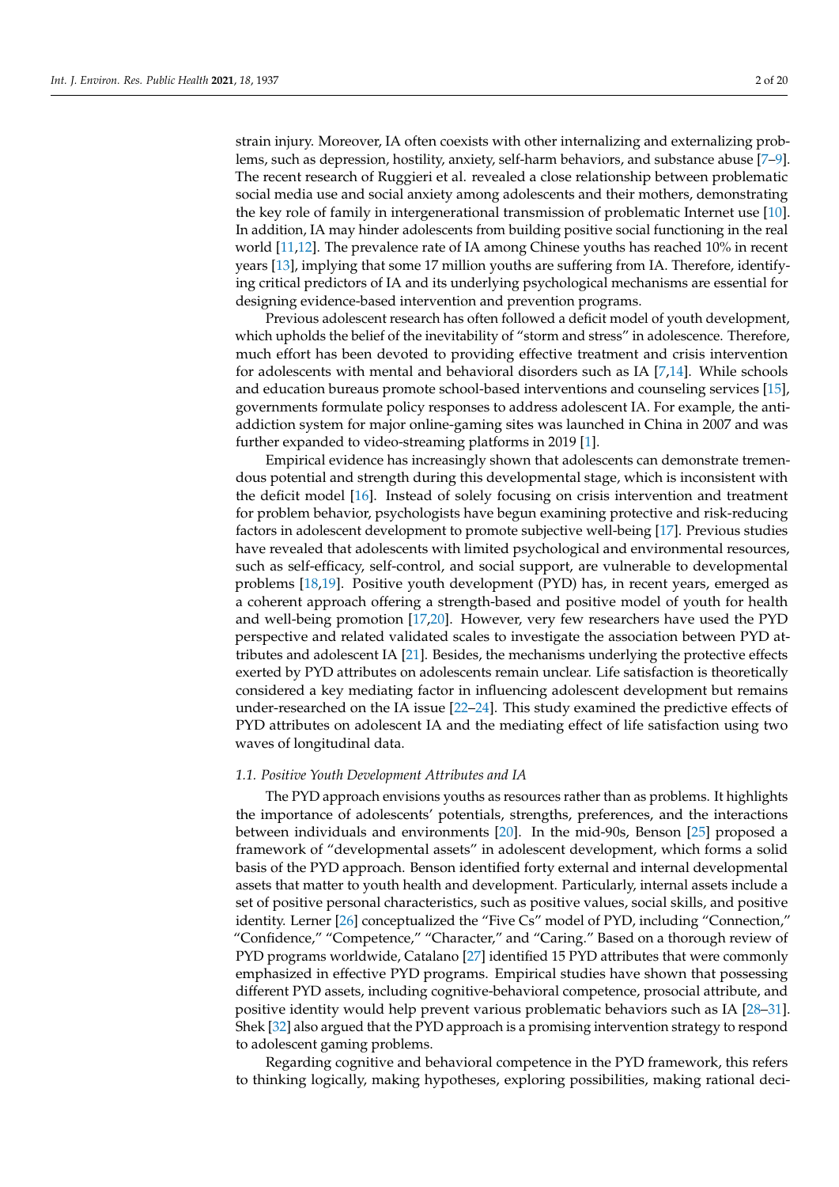strain injury. Moreover, IA often coexists with other internalizing and externalizing problems, such as depression, hostility, anxiety, self-harm behaviors, and substance abuse [7–9]. The recent research of Ruggieri et al. revealed a close relationship between problematic social media use and social anxiety among adolescents and their mothers, demonstrating the key role of family in intergenerational transmission of problematic Internet use [10]. In addition, IA may hinder adolescents from building positive social functioning in the real world [11,12]. The prevalence rate of IA among Chinese youths has reached 10% in recent years [13], implying that some 17 million youths are suffering from IA. Therefore, identifying critical predictors of IA and its underlying psychological mechanisms are essential for designing evidence-based intervention and prevention programs.

Previous adolescent research has often followed a deficit model of youth development, which upholds the belief of the inevitability of "storm and stress" in adolescence. Therefore, much effort has been devoted to providing effective treatment and crisis intervention for adolescents with mental and behavioral disorders such as IA [7,14]. While schools and education bureaus promote school-based interventions and counseling services [15], governments formulate policy responses to address adolescent IA. For example, the anti-addiction system for major online-gaming sites was launched in China in 2007 and was further expanded to video-streaming platforms in 2019 [1].

Empirical evidence has increasingly shown that adolescents can demonstrate tremendous potential and strength during this developmental stage, which is inconsistent with the deficit model [16]. Instead of solely focusing on crisis intervention and treatment for problem behavior, psychologists have begun examining protective and risk-reducing factors in adolescent development to promote subjective well-being [17]. Previous studies have revealed that adolescents with limited psychological and environmental resources, such as self-efficacy, self-control, and social support, are vulnerable to developmental problems [18,19]. Positive youth development (PYD) has, in recent years, emerged as a coherent approach offering a strength-based and positive model of youth for health and well-being promotion [17,20]. However, very few researchers have used the PYD perspective and related validated scales to investigate the association between PYD attributes and adolescent IA [21]. Besides, the mechanisms underlying the protective effects exerted by PYD attributes on adolescents remain unclear. Life satisfaction is theoretically considered a key mediating factor in influencing adolescent development but remains under-researched on the IA issue [22–24]. This study examined the predictive effects of PYD attributes on adolescent IA and the mediating effect of life satisfaction using two waves of longitudinal data.

### *1.1. Positive Youth Development Attributes and IA*

The PYD approach envisions youths as resources rather than as problems. It highlights the importance of adolescents' potentials, strengths, preferences, and the interactions between individuals and environments [20]. In the mid-90s, Benson [25] proposed a framework of "developmental assets" in adolescent development, which forms a solid basis of the PYD approach. Benson identified forty external and internal developmental assets that matter to youth health and development. Particularly, internal assets include a set of positive personal characteristics, such as positive values, social skills, and positive identity. Lerner [26] conceptualized the "Five Cs" model of PYD, including "Connection," "Confidence," "Competence," "Character," and "Caring." Based on a thorough review of PYD programs worldwide, Catalano [27] identified 15 PYD attributes that were commonly emphasized in effective PYD programs. Empirical studies have shown that possessing different PYD assets, including cognitive-behavioral competence, prosocial attribute, and positive identity would help prevent various problematic behaviors such as IA [28–31]. Shek [32] also argued that the PYD approach is a promising intervention strategy to respond to adolescent gaming problems.

Regarding cognitive and behavioral competence in the PYD framework, this refers to thinking logically, making hypotheses, exploring possibilities, making rational deci-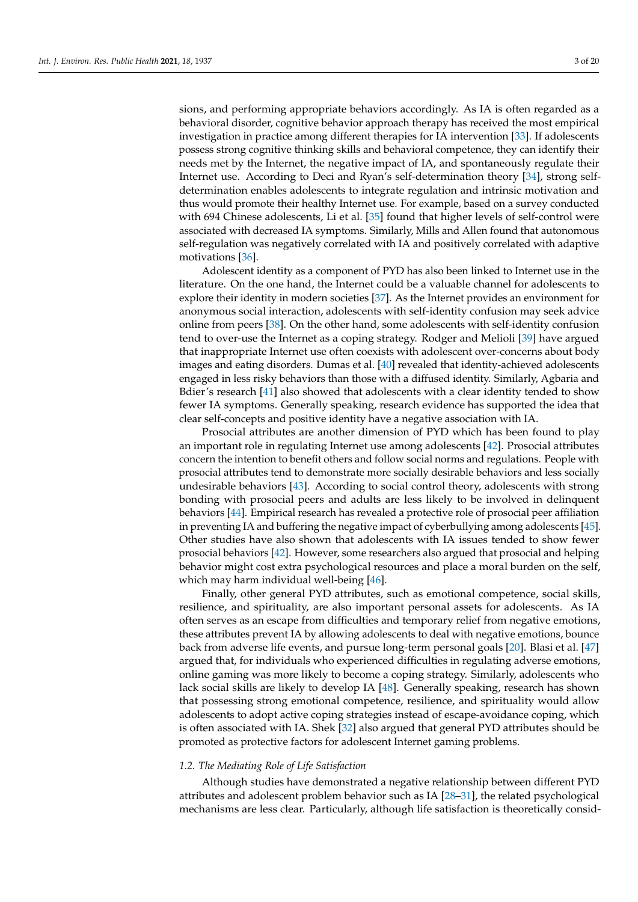sions, and performing appropriate behaviors accordingly. As IA is often regarded as a behavioral disorder, cognitive behavior approach therapy has received the most empirical investigation in practice among different therapies for IA intervention [33]. If adolescents possess strong cognitive thinking skills and behavioral competence, they can identify their needs met by the Internet, the negative impact of IA, and spontaneously regulate their Internet use. According to Deci and Ryan's self-determination theory [34], strong self-determination enables adolescents to integrate regulation and intrinsic motivation and thus would promote their healthy Internet use. For example, based on a survey conducted with 694 Chinese adolescents, Li et al. [35] found that higher levels of self-control were associated with decreased IA symptoms. Similarly, Mills and Allen found that autonomous self-regulation was negatively correlated with IA and positively correlated with adaptive motivations [36].

Adolescent identity as a component of PYD has also been linked to Internet use in the literature. On the one hand, the Internet could be a valuable channel for adolescents to explore their identity in modern societies [37]. As the Internet provides an environment for anonymous social interaction, adolescents with self-identity confusion may seek advice online from peers [38]. On the other hand, some adolescents with self-identity confusion tend to over-use the Internet as a coping strategy. Rodger and Melioli [39] have argued that inappropriate Internet use often coexists with adolescent over-concerns about body images and eating disorders. Dumas et al. [40] revealed that identity-achieved adolescents engaged in less risky behaviors than those with a diffused identity. Similarly, Agbaria and Bdier's research [41] also showed that adolescents with a clear identity tended to show fewer IA symptoms. Generally speaking, research evidence has supported the idea that clear self-concepts and positive identity have a negative association with IA.

Prosocial attributes are another dimension of PYD which has been found to play an important role in regulating Internet use among adolescents [42]. Prosocial attributes concern the intention to benefit others and follow social norms and regulations. People with prosocial attributes tend to demonstrate more socially desirable behaviors and less socially undesirable behaviors [43]. According to social control theory, adolescents with strong bonding with prosocial peers and adults are less likely to be involved in delinquent behaviors [44]. Empirical research has revealed a protective role of prosocial peer affiliation in preventing IA and buffering the negative impact of cyberbullying among adolescents [45]. Other studies have also shown that adolescents with IA issues tended to show fewer prosocial behaviors [42]. However, some researchers also argued that prosocial and helping behavior might cost extra psychological resources and place a moral burden on the self, which may harm individual well-being [46].

Finally, other general PYD attributes, such as emotional competence, social skills, resilience, and spirituality, are also important personal assets for adolescents. As IA often serves as an escape from difficulties and temporary relief from negative emotions, these attributes prevent IA by allowing adolescents to deal with negative emotions, bounce back from adverse life events, and pursue long-term personal goals [20]. Blasi et al. [47] argued that, for individuals who experienced difficulties in regulating adverse emotions, online gaming was more likely to become a coping strategy. Similarly, adolescents who lack social skills are likely to develop IA [48]. Generally speaking, research has shown that possessing strong emotional competence, resilience, and spirituality would allow adolescents to adopt active coping strategies instead of escape-avoidance coping, which is often associated with IA. Shek [32] also argued that general PYD attributes should be promoted as protective factors for adolescent Internet gaming problems.

### *1.2. The Mediating Role of Life Satisfaction*

Although studies have demonstrated a negative relationship between different PYD attributes and adolescent problem behavior such as IA [28–31], the related psychological mechanisms are less clear. Particularly, although life satisfaction is theoretically consid-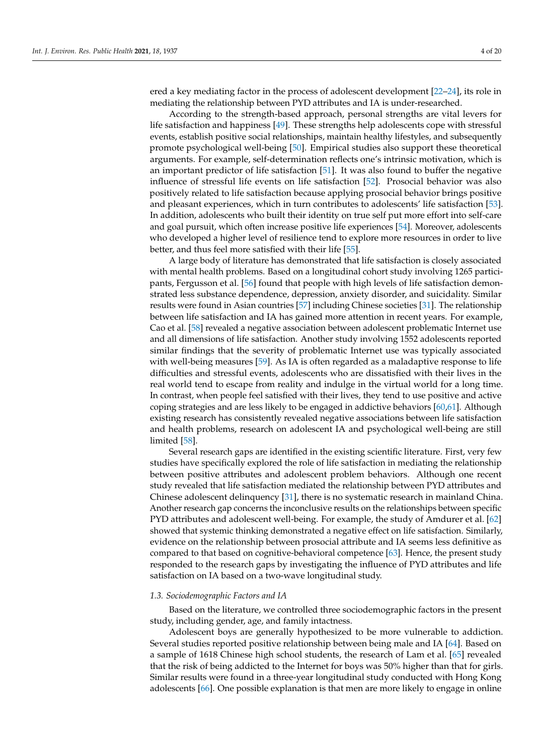ered a key mediating factor in the process of adolescent development [22–24], its role in mediating the relationship between PYD attributes and IA is under-researched.

According to the strength-based approach, personal strengths are vital levers for life satisfaction and happiness [49]. These strengths help adolescents cope with stressful events, establish positive social relationships, maintain healthy lifestyles, and subsequently promote psychological well-being [50]. Empirical studies also support these theoretical arguments. For example, self-determination reflects one's intrinsic motivation, which is an important predictor of life satisfaction [51]. It was also found to buffer the negative influence of stressful life events on life satisfaction [52]. Prosocial behavior was also positively related to life satisfaction because applying prosocial behavior brings positive and pleasant experiences, which in turn contributes to adolescents' life satisfaction [53]. In addition, adolescents who built their identity on true self put more effort into self-care and goal pursuit, which often increase positive life experiences [54]. Moreover, adolescents who developed a higher level of resilience tend to explore more resources in order to live better, and thus feel more satisfied with their life [55].

A large body of literature has demonstrated that life satisfaction is closely associated with mental health problems. Based on a longitudinal cohort study involving 1265 participants, Fergusson et al. [56] found that people with high levels of life satisfaction demonstrated less substance dependence, depression, anxiety disorder, and suicidality. Similar results were found in Asian countries [57] including Chinese societies [31]. The relationship between life satisfaction and IA has gained more attention in recent years. For example, Cao et al. [58] revealed a negative association between adolescent problematic Internet use and all dimensions of life satisfaction. Another study involving 1552 adolescents reported similar findings that the severity of problematic Internet use was typically associated with well-being measures [59]. As IA is often regarded as a maladaptive response to life difficulties and stressful events, adolescents who are dissatisfied with their lives in the real world tend to escape from reality and indulge in the virtual world for a long time. In contrast, when people feel satisfied with their lives, they tend to use positive and active coping strategies and are less likely to be engaged in addictive behaviors [60,61]. Although existing research has consistently revealed negative associations between life satisfaction and health problems, research on adolescent IA and psychological well-being are still limited [58].

Several research gaps are identified in the existing scientific literature. First, very few studies have specifically explored the role of life satisfaction in mediating the relationship between positive attributes and adolescent problem behaviors. Although one recent study revealed that life satisfaction mediated the relationship between PYD attributes and Chinese adolescent delinquency [31], there is no systematic research in mainland China. Another research gap concerns the inconclusive results on the relationships between specific PYD attributes and adolescent well-being. For example, the study of Amdurer et al. [62] showed that systemic thinking demonstrated a negative effect on life satisfaction. Similarly, evidence on the relationship between prosocial attribute and IA seems less definitive as compared to that based on cognitive-behavioral competence [63]. Hence, the present study responded to the research gaps by investigating the influence of PYD attributes and life satisfaction on IA based on a two-wave longitudinal study.

### *1.3. Sociodemographic Factors and IA*

Based on the literature, we controlled three sociodemographic factors in the present study, including gender, age, and family intactness.

Adolescent boys are generally hypothesized to be more vulnerable to addiction. Several studies reported positive relationship between being male and IA [64]. Based on a sample of 1618 Chinese high school students, the research of Lam et al. [65] revealed that the risk of being addicted to the Internet for boys was 50% higher than that for girls. Similar results were found in a three-year longitudinal study conducted with Hong Kong adolescents [66]. One possible explanation is that men are more likely to engage in online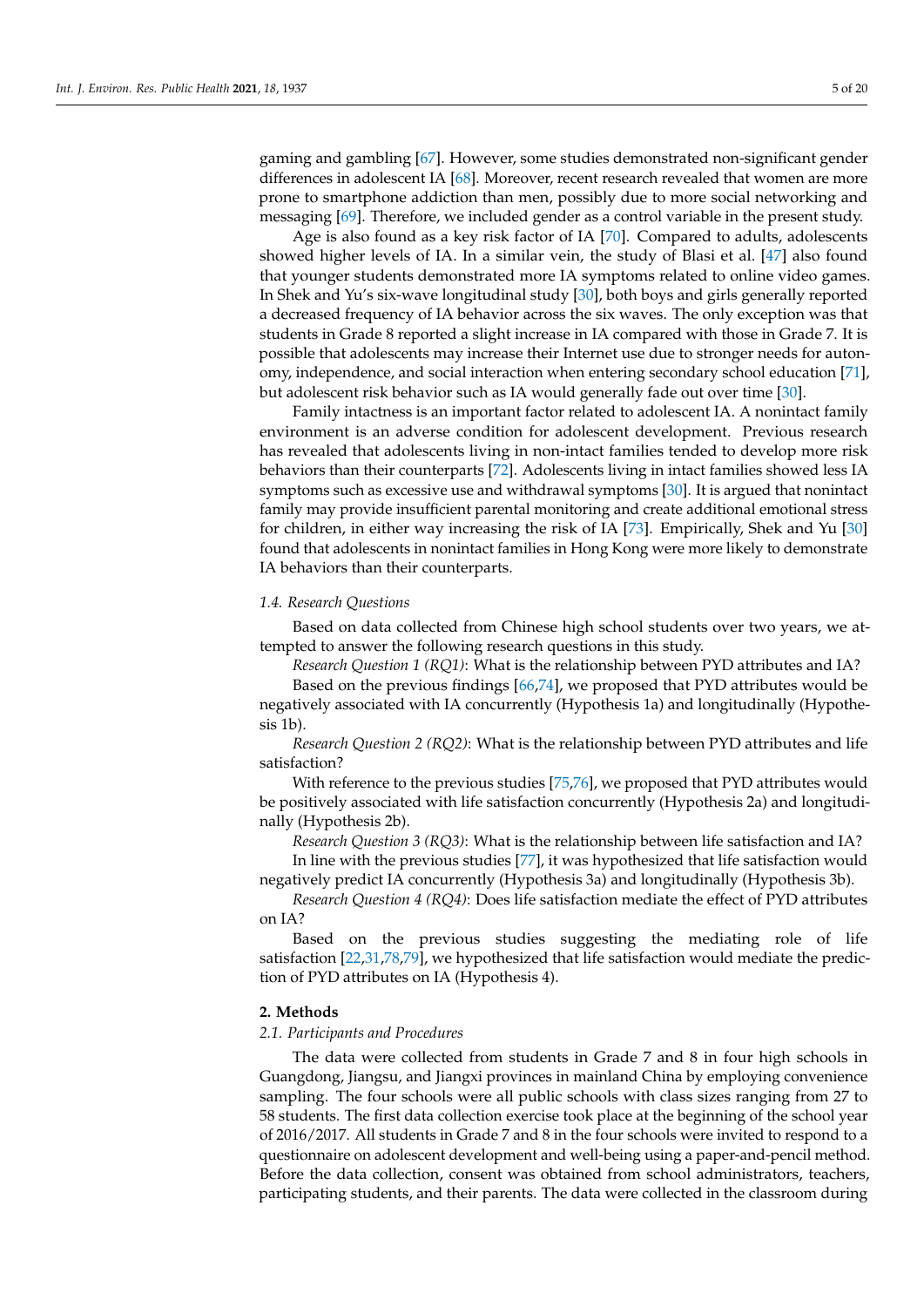gaming and gambling [67]. However, some studies demonstrated non-significant gender differences in adolescent IA [68]. Moreover, recent research revealed that women are more prone to smartphone addiction than men, possibly due to more social networking and messaging [69]. Therefore, we included gender as a control variable in the present study.

Age is also found as a key risk factor of IA [70]. Compared to adults, adolescents showed higher levels of IA. In a similar vein, the study of Blasi et al. [47] also found that younger students demonstrated more IA symptoms related to online video games. In Shek and Yu's six-wave longitudinal study [30], both boys and girls generally reported a decreased frequency of IA behavior across the six waves. The only exception was that students in Grade 8 reported a slight increase in IA compared with those in Grade 7. It is possible that adolescents may increase their Internet use due to stronger needs for autonomy, independence, and social interaction when entering secondary school education [71], but adolescent risk behavior such as IA would generally fade out over time [30].

Family intactness is an important factor related to adolescent IA. A nonintact family environment is an adverse condition for adolescent development. Previous research has revealed that adolescents living in non-intact families tended to develop more risk behaviors than their counterparts [72]. Adolescents living in intact families showed less IA symptoms such as excessive use and withdrawal symptoms [30]. It is argued that nonintact family may provide insufficient parental monitoring and create additional emotional stress for children, in either way increasing the risk of IA [73]. Empirically, Shek and Yu [30] found that adolescents in nonintact families in Hong Kong were more likely to demonstrate IA behaviors than their counterparts.

### *1.4. Research Questions*

Based on data collected from Chinese high school students over two years, we attempted to answer the following research questions in this study.

*Research Question 1 (RQ1)*: What is the relationship between PYD attributes and IA?

Based on the previous findings [66,74], we proposed that PYD attributes would be negatively associated with IA concurrently (Hypothesis 1a) and longitudinally (Hypothesis 1b).

*Research Question 2 (RQ2)*: What is the relationship between PYD attributes and life satisfaction?

With reference to the previous studies [75,76], we proposed that PYD attributes would be positively associated with life satisfaction concurrently (Hypothesis 2a) and longitudinally (Hypothesis 2b).

*Research Question 3 (RQ3)*: What is the relationship between life satisfaction and IA?

In line with the previous studies [77], it was hypothesized that life satisfaction would negatively predict IA concurrently (Hypothesis 3a) and longitudinally (Hypothesis 3b).

*Research Question 4 (RQ4)*: Does life satisfaction mediate the effect of PYD attributes on IA?

Based on the previous studies suggesting the mediating role of life satisfaction [22,31,78,79], we hypothesized that life satisfaction would mediate the prediction of PYD attributes on IA (Hypothesis 4).

## **2. Methods**

### *2.1. Participants and Procedures*

The data were collected from students in Grade 7 and 8 in four high schools in Guangdong, Jiangsu, and Jiangxi provinces in mainland China by employing convenience sampling. The four schools were all public schools with class sizes ranging from 27 to 58 students. The first data collection exercise took place at the beginning of the school year of 2016/2017. All students in Grade 7 and 8 in the four schools were invited to respond to a questionnaire on adolescent development and well-being using a paper-and-pencil method. Before the data collection, consent was obtained from school administrators, teachers, participating students, and their parents. The data were collected in the classroom during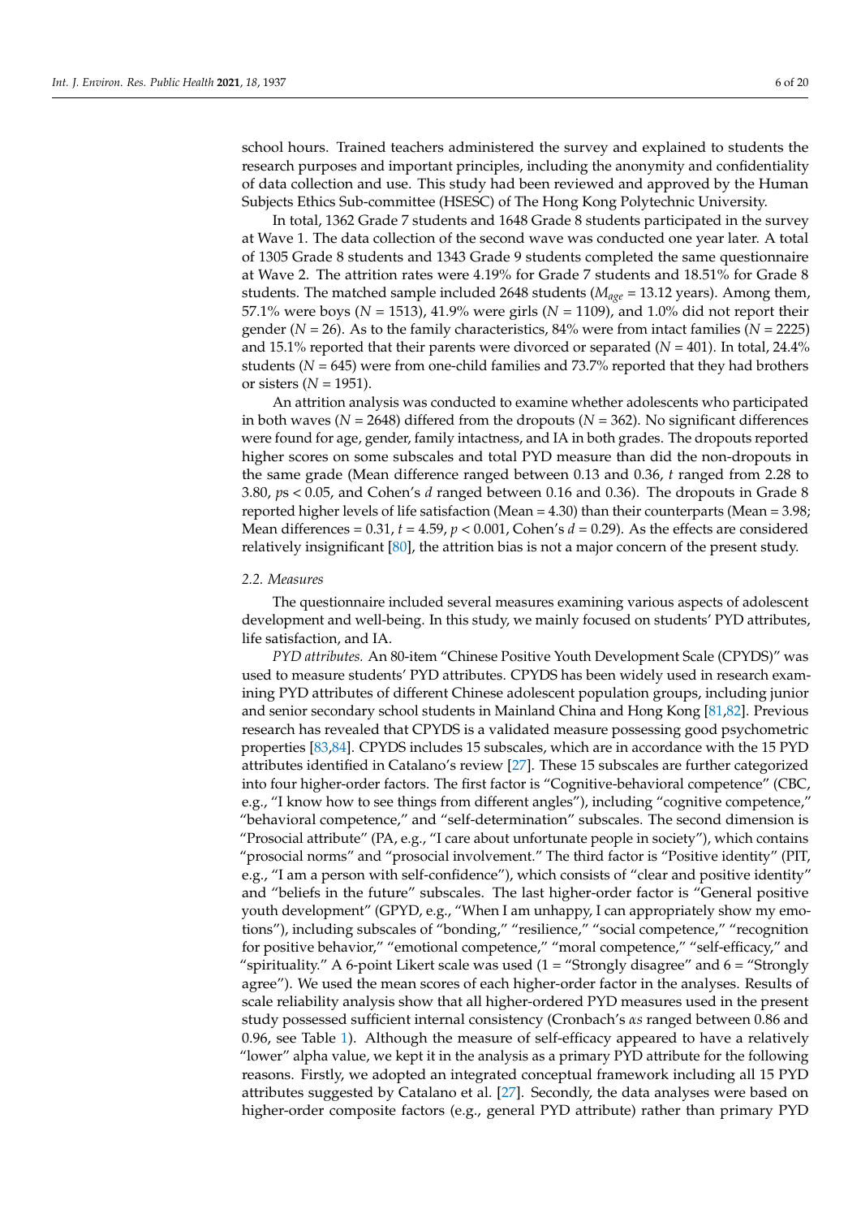school hours. Trained teachers administered the survey and explained to students the research purposes and important principles, including the anonymity and confidentiality of data collection and use. This study had been reviewed and approved by the Human Subjects Ethics Sub-committee (HSESC) of The Hong Kong Polytechnic University.

In total, 1362 Grade 7 students and 1648 Grade 8 students participated in the survey at Wave 1. The data collection of the second wave was conducted one year later. A total of 1305 Grade 8 students and 1343 Grade 9 students completed the same questionnaire at Wave 2. The attrition rates were 4.19% for Grade 7 students and 18.51% for Grade 8 students. The matched sample included 2648 students ($M_{age}$ = 13.12 years). Among them, 57.1% were boys ($N$ = 1513), 41.9% were girls ($N$ = 1109), and 1.0% did not report their gender ($N$ = 26). As to the family characteristics, 84% were from intact families ($N$ = 2225) and 15.1% reported that their parents were divorced or separated ($N$ = 401). In total, 24.4% students ($N$ = 645) were from one-child families and 73.7% reported that they had brothers or sisters ($N$ = 1951).

An attrition analysis was conducted to examine whether adolescents who participated in both waves ($N$ = 2648) differed from the dropouts ($N$ = 362). No significant differences were found for age, gender, family intactness, and IA in both grades. The dropouts reported higher scores on some subscales and total PYD measure than did the non-dropouts in the same grade (Mean difference ranged between 0.13 and 0.36, $t$ ranged from 2.28 to 3.80, $p$s < 0.05, and Cohen's $d$ ranged between 0.16 and 0.36). The dropouts in Grade 8 reported higher levels of life satisfaction (Mean = 4.30) than their counterparts (Mean = 3.98; Mean differences = 0.31, $t$ = 4.59, $p$ < 0.001, Cohen's $d$ = 0.29). As the effects are considered relatively insignificant [80], the attrition bias is not a major concern of the present study.

### 2.2. Measures

The questionnaire included several measures examining various aspects of adolescent development and well-being. In this study, we mainly focused on students' PYD attributes, life satisfaction, and IA.

*PYD attributes.* An 80-item "Chinese Positive Youth Development Scale (CPYDS)" was used to measure students' PYD attributes. CPYDS has been widely used in research examining PYD attributes of different Chinese adolescent population groups, including junior and senior secondary school students in Mainland China and Hong Kong [81,82]. Previous research has revealed that CPYDS is a validated measure possessing good psychometric properties [83,84]. CPYDS includes 15 subscales, which are in accordance with the 15 PYD attributes identified in Catalano's review [27]. These 15 subscales are further categorized into four higher-order factors. The first factor is "Cognitive-behavioral competence" (CBC, e.g., "I know how to see things from different angles"), including "cognitive competence," "behavioral competence," and "self-determination" subscales. The second dimension is "Prosocial attribute" (PA, e.g., "I care about unfortunate people in society"), which contains "prosocial norms" and "prosocial involvement." The third factor is "Positive identity" (PIT, e.g., "I am a person with self-confidence"), which consists of "clear and positive identity" and "beliefs in the future" subscales. The last higher-order factor is "General positive youth development" (GPYD, e.g., "When I am unhappy, I can appropriately show my emotions"), including subscales of "bonding," "resilience," "social competence," "recognition for positive behavior," "emotional competence," "moral competence," "self-efficacy," and "spirituality." A 6-point Likert scale was used (1 = "Strongly disagree" and 6 = "Strongly agree"). We used the mean scores of each higher-order factor in the analyses. Results of scale reliability analysis show that all higher-ordered PYD measures used in the present study possessed sufficient internal consistency (Cronbach's $\alpha s$ ranged between 0.86 and 0.96, see Table 1). Although the measure of self-efficacy appeared to have a relatively "lower" alpha value, we kept it in the analysis as a primary PYD attribute for the following reasons. Firstly, we adopted an integrated conceptual framework including all 15 PYD attributes suggested by Catalano et al. [27]. Secondly, the data analyses were based on higher-order composite factors (e.g., general PYD attribute) rather than primary PYD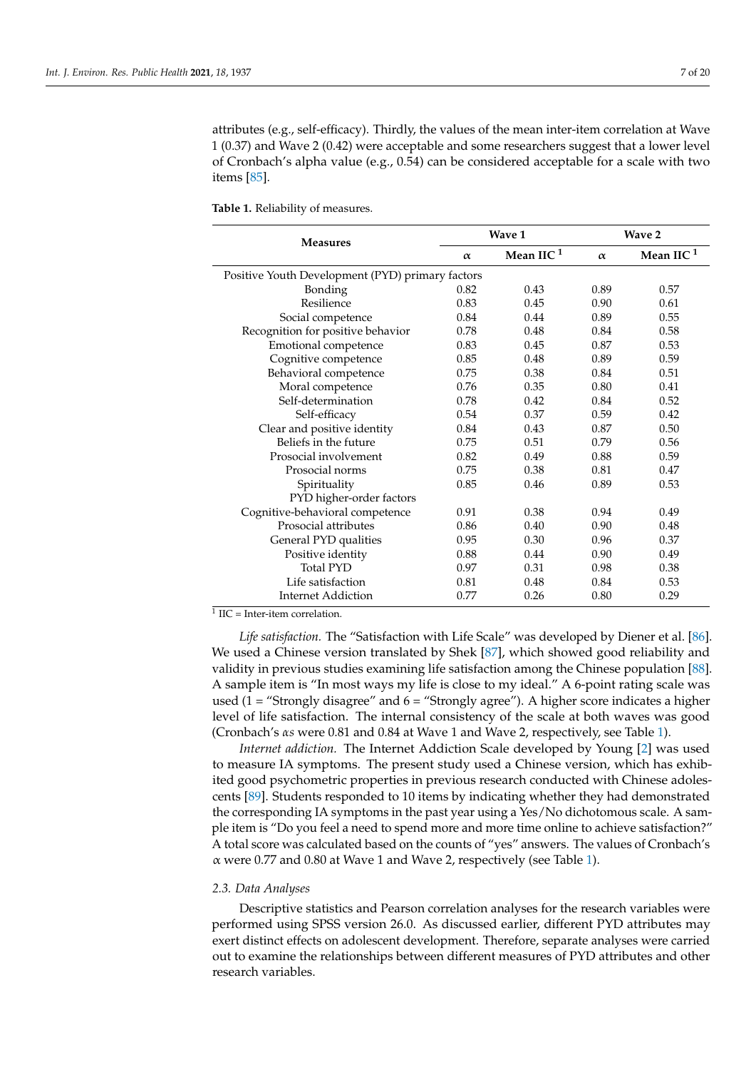attributes (e.g., self-efficacy). Thirdly, the values of the mean inter-item correlation at Wave 1 (0.37) and Wave 2 (0.42) were acceptable and some researchers suggest that a lower level of Cronbach's alpha value (e.g., 0.54) can be considered acceptable for a scale with two items [85].

**Table 1.** Reliability of measures.

| Measures | Wave 1 | | Wave 2 | |
|---|---|---|---|---|
| | $\alpha$ | Mean IIC [1] | $\alpha$ | Mean IIC [1] |
| Positive Youth Development (PYD) primary factors | | | | |
| Bonding | 0.82 | 0.43 | 0.89 | 0.57 |
| Resilience | 0.83 | 0.45 | 0.90 | 0.61 |
| Social competence | 0.84 | 0.44 | 0.89 | 0.55 |
| Recognition for positive behavior | 0.78 | 0.48 | 0.84 | 0.58 |
| Emotional competence | 0.83 | 0.45 | 0.87 | 0.53 |
| Cognitive competence | 0.85 | 0.48 | 0.89 | 0.59 |
| Behavioral competence | 0.75 | 0.38 | 0.84 | 0.51 |
| Moral competence | 0.76 | 0.35 | 0.80 | 0.41 |
| Self-determination | 0.78 | 0.42 | 0.84 | 0.52 |
| Self-efficacy | 0.54 | 0.37 | 0.59 | 0.42 |
| Clear and positive identity | 0.84 | 0.43 | 0.87 | 0.50 |
| Beliefs in the future | 0.75 | 0.51 | 0.79 | 0.56 |
| Prosocial involvement | 0.82 | 0.49 | 0.88 | 0.59 |
| Prosocial norms | 0.75 | 0.38 | 0.81 | 0.47 |
| Spirituality | 0.85 | 0.46 | 0.89 | 0.53 |
| PYD higher-order factors | | | | |
| Cognitive-behavioral competence | 0.91 | 0.38 | 0.94 | 0.49 |
| Prosocial attributes | 0.86 | 0.40 | 0.90 | 0.48 |
| General PYD qualities | 0.95 | 0.30 | 0.96 | 0.37 |
| Positive identity | 0.88 | 0.44 | 0.90 | 0.49 |
| Total PYD | 0.97 | 0.31 | 0.98 | 0.38 |
| Life satisfaction | 0.81 | 0.48 | 0.84 | 0.53 |
| Internet Addiction | 0.77 | 0.26 | 0.80 | 0.29 |

[1] IIC = Inter-item correlation.

*Life satisfaction.* The "Satisfaction with Life Scale" was developed by Diener et al. [86]. We used a Chinese version translated by Shek [87], which showed good reliability and validity in previous studies examining life satisfaction among the Chinese population [88]. A sample item is "In most ways my life is close to my ideal." A 6-point rating scale was used (1 = "Strongly disagree" and 6 = "Strongly agree"). A higher score indicates a higher level of life satisfaction. The internal consistency of the scale at both waves was good (Cronbach's $\alpha$s were 0.81 and 0.84 at Wave 1 and Wave 2, respectively, see Table 1).

*Internet addiction.* The Internet Addiction Scale developed by Young [2] was used to measure IA symptoms. The present study used a Chinese version, which has exhibited good psychometric properties in previous research conducted with Chinese adolescents [89]. Students responded to 10 items by indicating whether they had demonstrated the corresponding IA symptoms in the past year using a Yes/No dichotomous scale. A sample item is "Do you feel a need to spend more and more time online to achieve satisfaction?" A total score was calculated based on the counts of "yes" answers. The values of Cronbach's $\alpha$ were 0.77 and 0.80 at Wave 1 and Wave 2, respectively (see Table 1).

### 2.3. Data Analyses

Descriptive statistics and Pearson correlation analyses for the research variables were performed using SPSS version 26.0. As discussed earlier, different PYD attributes may exert distinct effects on adolescent development. Therefore, separate analyses were carried out to examine the relationships between different measures of PYD attributes and other research variables.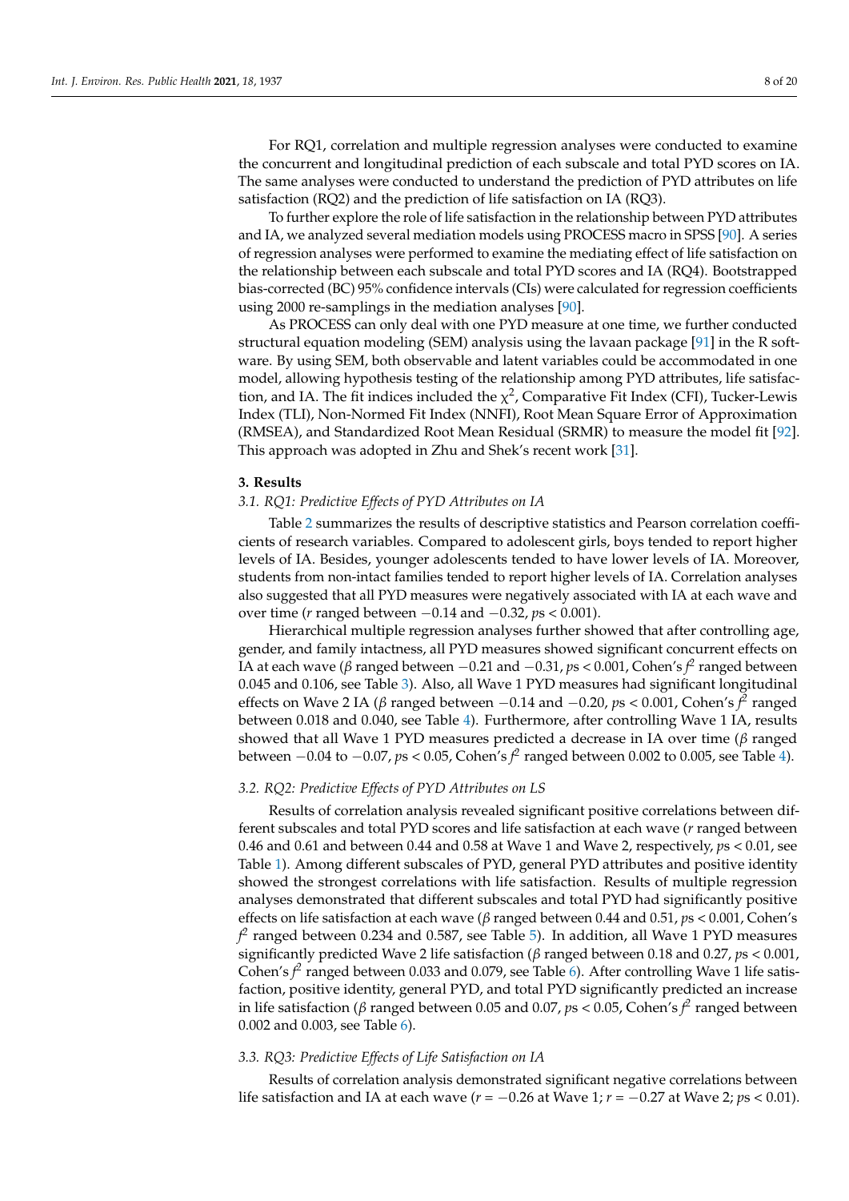For RQ1, correlation and multiple regression analyses were conducted to examine the concurrent and longitudinal prediction of each subscale and total PYD scores on IA. The same analyses were conducted to understand the prediction of PYD attributes on life satisfaction (RQ2) and the prediction of life satisfaction on IA (RQ3).

To further explore the role of life satisfaction in the relationship between PYD attributes and IA, we analyzed several mediation models using PROCESS macro in SPSS [90]. A series of regression analyses were performed to examine the mediating effect of life satisfaction on the relationship between each subscale and total PYD scores and IA (RQ4). Bootstrapped bias-corrected (BC) 95% confidence intervals (CIs) were calculated for regression coefficients using 2000 re-samplings in the mediation analyses [90].

As PROCESS can only deal with one PYD measure at one time, we further conducted structural equation modeling (SEM) analysis using the lavaan package [91] in the R software. By using SEM, both observable and latent variables could be accommodated in one model, allowing hypothesis testing of the relationship among PYD attributes, life satisfaction, and IA. The fit indices included the $\chi^2$, Comparative Fit Index (CFI), Tucker-Lewis Index (TLI), Non-Normed Fit Index (NNFI), Root Mean Square Error of Approximation (RMSEA), and Standardized Root Mean Residual (SRMR) to measure the model fit [92]. This approach was adopted in Zhu and Shek's recent work [31].

## 3. Results

### 3.1. RQ1: Predictive Effects of PYD Attributes on IA

Table 2 summarizes the results of descriptive statistics and Pearson correlation coefficients of research variables. Compared to adolescent girls, boys tended to report higher levels of IA. Besides, younger adolescents tended to have lower levels of IA. Moreover, students from non-intact families tended to report higher levels of IA. Correlation analyses also suggested that all PYD measures were negatively associated with IA at each wave and over time ($r$ ranged between $-0.14$ and $-0.32$, $ps < 0.001$).

Hierarchical multiple regression analyses further showed that after controlling age, gender, and family intactness, all PYD measures showed significant concurrent effects on IA at each wave ($\beta$ ranged between $-0.21$ and $-0.31$, $ps < 0.001$, Cohen's $f^2$ ranged between 0.045 and 0.106, see Table 3). Also, all Wave 1 PYD measures had significant longitudinal effects on Wave 2 IA ($\beta$ ranged between $-0.14$ and $-0.20$, $ps < 0.001$, Cohen's $f^2$ ranged between 0.018 and 0.040, see Table 4). Furthermore, after controlling Wave 1 IA, results showed that all Wave 1 PYD measures predicted a decrease in IA over time ($\beta$ ranged between $-0.04$ to $-0.07$, $ps < 0.05$, Cohen's $f^2$ ranged between 0.002 to 0.005, see Table 4).

### 3.2. RQ2: Predictive Effects of PYD Attributes on LS

Results of correlation analysis revealed significant positive correlations between different subscales and total PYD scores and life satisfaction at each wave ($r$ ranged between 0.46 and 0.61 and between 0.44 and 0.58 at Wave 1 and Wave 2, respectively, $ps < 0.01$, see Table 1). Among different subscales of PYD, general PYD attributes and positive identity showed the strongest correlations with life satisfaction. Results of multiple regression analyses demonstrated that different subscales and total PYD had significantly positive effects on life satisfaction at each wave ($\beta$ ranged between 0.44 and 0.51, $ps < 0.001$, Cohen's $f^2$ ranged between 0.234 and 0.587, see Table 5). In addition, all Wave 1 PYD measures significantly predicted Wave 2 life satisfaction ($\beta$ ranged between 0.18 and 0.27, $ps < 0.001$, Cohen's $f^2$ ranged between 0.033 and 0.079, see Table 6). After controlling Wave 1 life satisfaction, positive identity, general PYD, and total PYD significantly predicted an increase in life satisfaction ($\beta$ ranged between 0.05 and 0.07, $ps < 0.05$, Cohen's $f^2$ ranged between 0.002 and 0.003, see Table 6).

### 3.3. RQ3: Predictive Effects of Life Satisfaction on IA

Results of correlation analysis demonstrated significant negative correlations between life satisfaction and IA at each wave ($r = -0.26$ at Wave 1; $r = -0.27$ at Wave 2; $ps < 0.01$).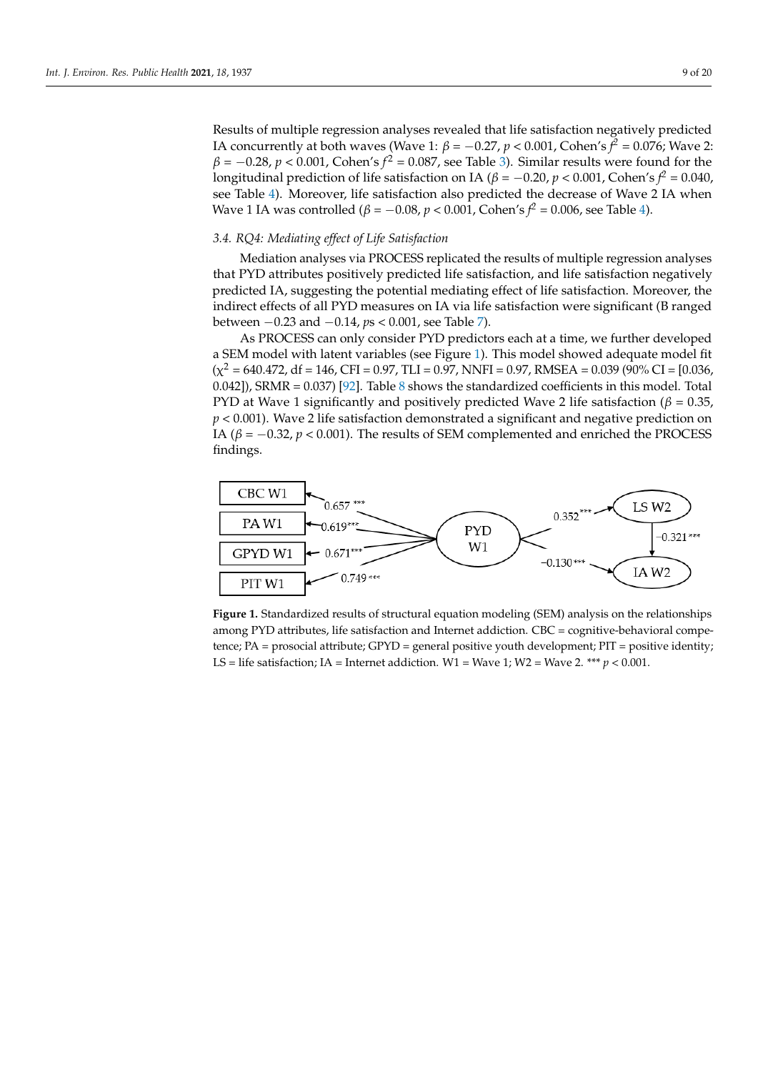Results of multiple regression analyses revealed that life satisfaction negatively predicted IA concurrently at both waves (Wave 1: $\beta = -0.27$, $p < 0.001$, Cohen's $f^2 = 0.076$; Wave 2: $\beta = -0.28$, $p < 0.001$, Cohen's $f^2 = 0.087$, see Table 3). Similar results were found for the longitudinal prediction of life satisfaction on IA ($\beta = -0.20$, $p < 0.001$, Cohen's $f^2 = 0.040$, see Table 4). Moreover, life satisfaction also predicted the decrease of Wave 2 IA when Wave 1 IA was controlled ($\beta = -0.08$, $p < 0.001$, Cohen's $f^2 = 0.006$, see Table 4).

### 3.4. RQ4: Mediating effect of Life Satisfaction

Mediation analyses via PROCESS replicated the results of multiple regression analyses that PYD attributes positively predicted life satisfaction, and life satisfaction negatively predicted IA, suggesting the potential mediating effect of life satisfaction. Moreover, the indirect effects of all PYD measures on IA via life satisfaction were significant (B ranged between −0.23 and −0.14, *p*s < 0.001, see Table 7).

As PROCESS can only consider PYD predictors each at a time, we further developed a SEM model with latent variables (see Figure 1). This model showed adequate model fit ($\chi^2 = 640.472$, df = 146, CFI = 0.97, TLI = 0.97, NNFI = 0.97, RMSEA = 0.039 (90% CI = [0.036, 0.042]), SRMR = 0.037) [92]. Table 8 shows the standardized coefficients in this model. Total PYD at Wave 1 significantly and positively predicted Wave 2 life satisfaction ($\beta = 0.35$, $p < 0.001$). Wave 2 life satisfaction demonstrated a significant and negative prediction on IA ($\beta = -0.32$, $p < 0.001$). The results of SEM complemented and enriched the PROCESS findings.

**Figure 1.** Standardized results of structural equation modeling (SEM) analysis on the relationships among PYD attributes, life satisfaction and Internet addiction. CBC = cognitive-behavioral competence; PA = prosocial attribute; GPYD = general positive youth development; PIT = positive identity; LS = life satisfaction; IA = Internet addiction. W1 = Wave 1; W2 = Wave 2. *** $p < 0.001$.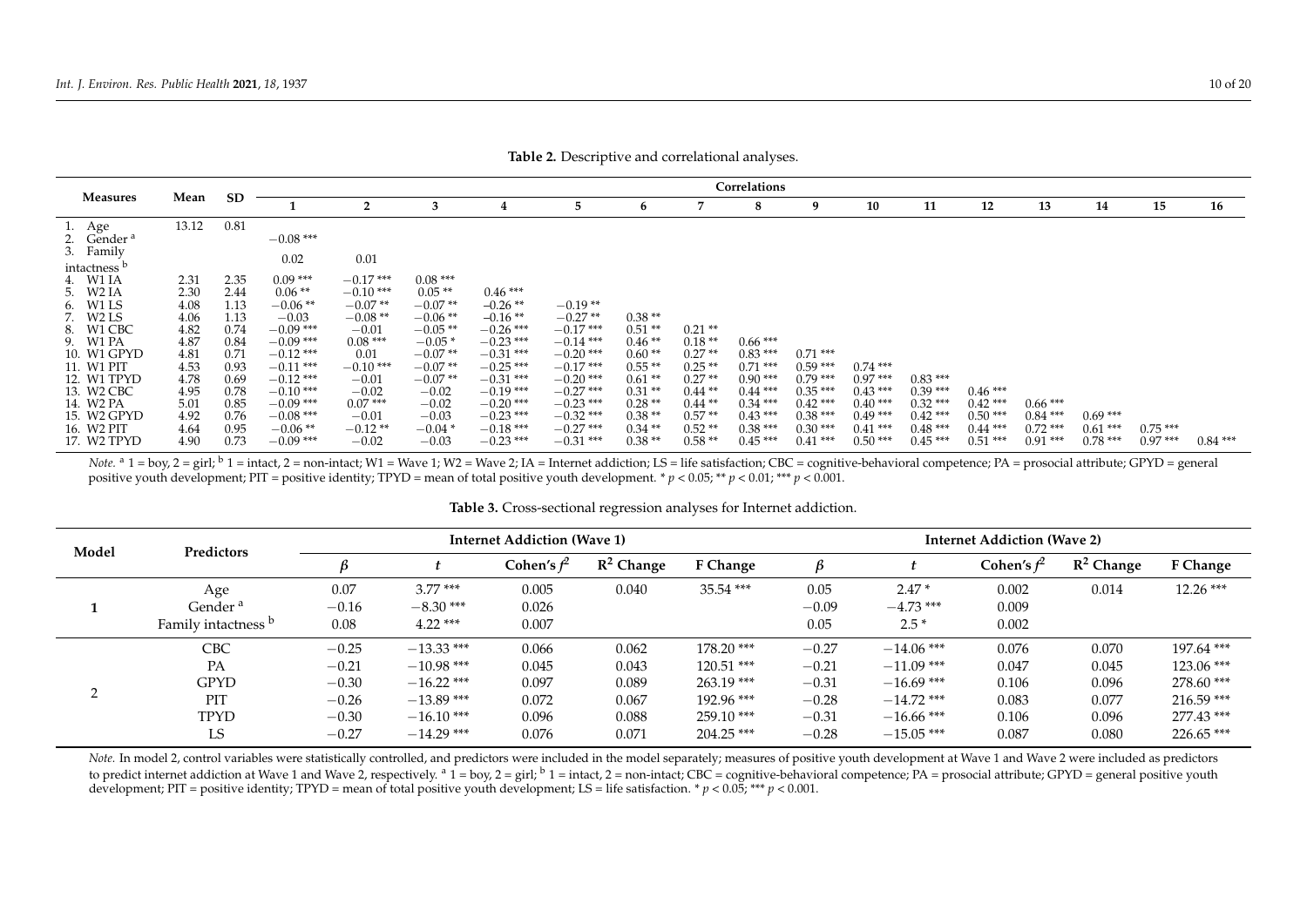**Table 2.** Descriptive and correlational analyses.

| Measures | Mean | SD | Correlations | | | | | | | | | | | | | | | |
|---|---|---|---|---|---|---|---|---|---|---|---|---|---|---|---|---|---|---|
| | | | 1 | 2 | 3 | 4 | 5 | 6 | 7 | 8 | 9 | 10 | 11 | 12 | 13 | 14 | 15 | 16 |
| 1. Age | 13.12 | 0.81 | | | | | | | | | | | | | | | | |
| 2. Gender [a] | | | −0.08 *** | | | | | | | | | | | | | | | |
| 3. Family intactness [b] | | | 0.02 | 0.01 | | | | | | | | | | | | | | |
| 4. W1 IA | 2.31 | 2.35 | 0.09 *** | −0.17 *** | 0.08 *** | | | | | | | | | | | | | |
| 5. W2 IA | 2.30 | 2.44 | 0.06 ** | −0.10 *** | 0.05 ** | 0.46 *** | | | | | | | | | | | | |
| 6. W1 LS | 4.08 | 1.13 | −0.06 ** | −0.07 ** | −0.07 ** | −0.26 ** | −0.19 ** | | | | | | | | | | | |
| 7. W2 LS | 4.06 | 1.13 | −0.03 | −0.08 ** | −0.06 ** | −0.16 ** | −0.27 ** | 0.38 ** | | | | | | | | | | |
| 8. W1 CBC | 4.82 | 0.74 | −0.09 *** | −0.01 | −0.05 ** | −0.26 *** | −0.17 *** | 0.51 ** | 0.21 ** | | | | | | | | | |
| 9. W1 PA | 4.87 | 0.84 | −0.09 *** | 0.08 *** | −0.05 * | −0.23 *** | −0.14 *** | 0.46 ** | 0.18 ** | 0.66 *** | | | | | | | | |
| 10. W1 GPYD | 4.81 | 0.71 | −0.12 *** | 0.01 | −0.07 ** | −0.31 *** | −0.20 *** | 0.60 ** | 0.27 ** | 0.83 *** | 0.71 *** | | | | | | | |
| 11. W1 PIT | 4.53 | 0.93 | −0.11 *** | −0.10 *** | −0.07 ** | −0.25 *** | −0.17 *** | 0.55 ** | 0.25 ** | 0.71 *** | 0.59 *** | 0.74 *** | | | | | | |
| 12. W1 TPYD | 4.78 | 0.69 | −0.12 *** | −0.01 | −0.07 ** | −0.31 *** | −0.20 *** | 0.61 ** | 0.27 ** | 0.90 *** | 0.79 *** | 0.97 *** | 0.83 *** | | | | | |
| 13. W2 CBC | 4.95 | 0.78 | −0.10 *** | −0.02 | −0.02 | −0.19 *** | −0.27 *** | 0.31 ** | 0.44 ** | 0.44 *** | 0.35 *** | 0.43 *** | 0.39 *** | 0.46 *** | | | | |
| 14. W2 PA | 5.01 | 0.85 | −0.09 *** | 0.07 *** | −0.02 | −0.20 *** | −0.23 *** | 0.28 ** | 0.44 ** | 0.34 *** | 0.42 *** | 0.40 *** | 0.32 *** | 0.42 *** | 0.66 *** | | | |
| 15. W2 GPYD | 4.92 | 0.76 | −0.08 *** | −0.01 | −0.03 | −0.23 *** | −0.32 *** | 0.38 ** | 0.57 ** | 0.43 *** | 0.38 *** | 0.49 *** | 0.42 *** | 0.50 *** | 0.84 *** | 0.69 *** | | |
| 16. W2 PIT | 4.64 | 0.95 | −0.06 ** | −0.12 ** | −0.04 * | −0.18 *** | −0.27 *** | 0.34 ** | 0.52 ** | 0.38 *** | 0.30 *** | 0.41 *** | 0.48 *** | 0.44 *** | 0.72 *** | 0.61 *** | 0.75 *** | |
| 17. W2 TPYD | 4.90 | 0.73 | −0.09 *** | −0.02 | −0.03 | −0.23 *** | −0.31 *** | 0.38 ** | 0.58 ** | 0.45 *** | 0.41 *** | 0.50 *** | 0.45 *** | 0.51 *** | 0.91 *** | 0.78 *** | 0.97 *** | 0.84 *** |

*Note.* [a] 1 = boy, 2 = girl; [b] 1 = intact, 2 = non-intact; W1 = Wave 1; W2 = Wave 2; IA = Internet addiction; LS = life satisfaction; CBC = cognitive-behavioral competence; PA = prosocial attribute; GPYD = general positive youth development; PIT = positive identity; TPYD = mean of total positive youth development. * $p < 0.05$; ** $p < 0.01$; *** $p < 0.001$.

**Table 3.** Cross-sectional regression analyses for Internet addiction.

| Model | Predictors | Internet Addiction (Wave 1) | | | | | Internet Addiction (Wave 2) | | | | |
|---|---|---|---|---|---|---|---|---|---|---|---|
| | | $\beta$ | $t$ | Cohen's $f^2$ | $R^2$ Change | F Change | $\beta$ | $t$ | Cohen's $f^2$ | $R^2$ Change | F Change |
| 1 | Age | 0.07 | 3.77 *** | 0.005 | 0.040 | 35.54 *** | 0.05 | 2.47 * | 0.002 | 0.014 | 12.26 *** |
| | Gender [a] | −0.16 | −8.30 *** | 0.026 | | | −0.09 | −4.73 *** | 0.009 | | |
| | Family intactness [b] | 0.08 | 4.22 *** | 0.007 | | | 0.05 | 2.5 * | 0.002 | | |
| 2 | CBC | −0.25 | −13.33 *** | 0.066 | 0.062 | 178.20 *** | −0.27 | −14.06 *** | 0.076 | 0.070 | 197.64 *** |
| | PA | −0.21 | −10.98 *** | 0.045 | 0.043 | 120.51 *** | −0.21 | −11.09 *** | 0.047 | 0.045 | 123.06 *** |
| | GPYD | −0.30 | −16.22 *** | 0.097 | 0.089 | 263.19 *** | −0.31 | −16.69 *** | 0.106 | 0.096 | 278.60 *** |
| | PIT | −0.26 | −13.89 *** | 0.072 | 0.067 | 192.96 *** | −0.28 | −14.72 *** | 0.083 | 0.077 | 216.59 *** |
| | TPYD | −0.30 | −16.10 *** | 0.096 | 0.088 | 259.10 *** | −0.31 | −16.66 *** | 0.106 | 0.096 | 277.43 *** |
| | LS | −0.27 | −14.29 *** | 0.076 | 0.071 | 204.25 *** | −0.28 | −15.05 *** | 0.087 | 0.080 | 226.65 *** |

*Note.* In model 2, control variables were statistically controlled, and predictors were included in the model separately; measures of positive youth development at Wave 1 and Wave 2 were included as predictors to predict internet addiction at Wave 1 and Wave 2, respectively. [a] 1 = boy, 2 = girl; [b] 1 = intact, 2 = non-intact; CBC = cognitive-behavioral competence; PA = prosocial attribute; GPYD = general positive youth development; PIT = positive identity; TPYD = mean of total positive youth development; LS = life satisfaction. * $p < 0.05$; *** $p < 0.001$.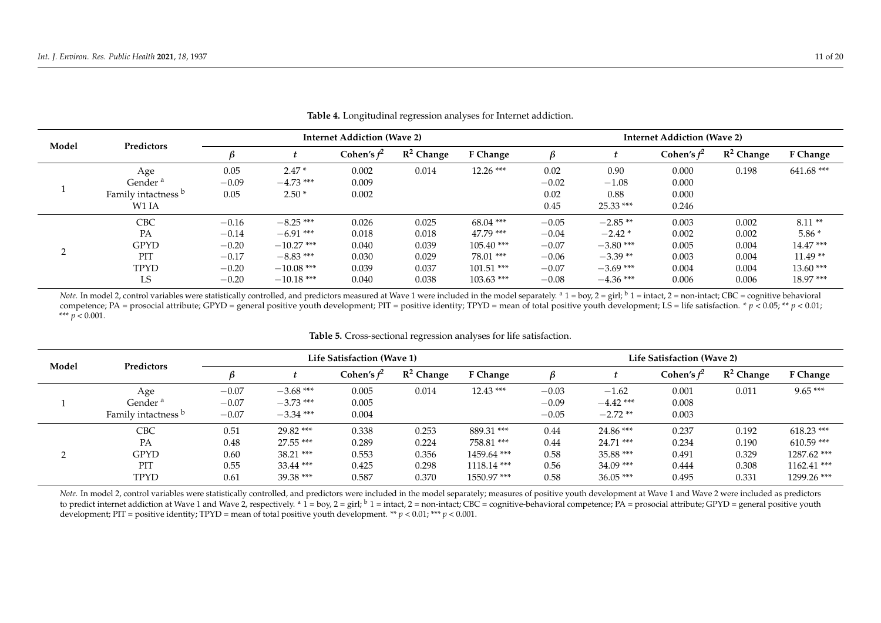**Table 4.** Longitudinal regression analyses for Internet addiction.

| Model | Predictors | Internet Addiction (Wave 2) | | | | | Internet Addiction (Wave 2) | | | | |
|---|---|---|---|---|---|---|---|---|---|---|---|
| | | $\beta$ | $t$ | Cohen's $f^2$ | $R^2$ Change | F Change | $\beta$ | $t$ | Cohen's $f^2$ | $R^2$ Change | F Change |
| 1 | Age | 0.05 | 2.47 * | 0.002 | 0.014 | 12.26 *** | 0.02 | 0.90 | 0.000 | 0.198 | 641.68 *** |
| | Gender [a] | −0.09 | −4.73 *** | 0.009 | | | −0.02 | −1.08 | 0.000 | | |
| | Family intactness [b] | 0.05 | 2.50 * | 0.002 | | | 0.02 | 0.88 | 0.000 | | |
| | W1 IA | | | | | | 0.45 | 25.33 *** | 0.246 | | |
| 2 | CBC | −0.16 | −8.25 *** | 0.026 | 0.025 | 68.04 *** | −0.05 | −2.85 ** | 0.003 | 0.002 | 8.11 ** |
| | PA | −0.14 | −6.91 *** | 0.018 | 0.018 | 47.79 *** | −0.04 | −2.42 * | 0.002 | 0.002 | 5.86 * |
| | GPYD | −0.20 | −10.27 *** | 0.040 | 0.039 | 105.40 *** | −0.07 | −3.80 *** | 0.005 | 0.004 | 14.47 *** |
| | PIT | −0.17 | −8.83 *** | 0.030 | 0.029 | 78.01 *** | −0.06 | −3.39 ** | 0.003 | 0.004 | 11.49 ** |
| | TPYD | −0.20 | −10.08 *** | 0.039 | 0.037 | 101.51 *** | −0.07 | −3.69 *** | 0.004 | 0.004 | 13.60 *** |
| | LS | −0.20 | −10.18 *** | 0.040 | 0.038 | 103.63 *** | −0.08 | −4.36 *** | 0.006 | 0.006 | 18.97 *** |

*Note.* In model 2, control variables were statistically controlled, and predictors measured at Wave 1 were included in the model separately. [a] 1 = boy, 2 = girl; [b] 1 = intact, 2 = non-intact; CBC = cognitive behavioral competence; PA = prosocial attribute; GPYD = general positive youth development; PIT = positive identity; TPYD = mean of total positive youth development; LS = life satisfaction. * $p < 0.05$; ** $p < 0.01$; *** $p < 0.001$.

**Table 5.** Cross-sectional regression analyses for life satisfaction.

| Model | Predictors | Life Satisfaction (Wave 1) | | | | | Life Satisfaction (Wave 2) | | | | |
|---|---|---|---|---|---|---|---|---|---|---|---|
| | | $\beta$ | $t$ | Cohen's $f^2$ | $R^2$ Change | F Change | $\beta$ | $t$ | Cohen's $f^2$ | $R^2$ Change | F Change |
| 1 | Age | −0.07 | −3.68 *** | 0.005 | 0.014 | 12.43 *** | −0.03 | −1.62 | 0.001 | 0.011 | 9.65 *** |
| | Gender [a] | −0.07 | −3.73 *** | 0.005 | | | −0.09 | −4.42 *** | 0.008 | | |
| | Family intactness [b] | −0.07 | −3.34 *** | 0.004 | | | −0.05 | −2.72 ** | 0.003 | | |
| 2 | CBC | 0.51 | 29.82 *** | 0.338 | 0.253 | 889.31 *** | 0.44 | 24.86 *** | 0.237 | 0.192 | 618.23 *** |
| | PA | 0.48 | 27.55 *** | 0.289 | 0.224 | 758.81 *** | 0.44 | 24.71 *** | 0.234 | 0.190 | 610.59 *** |
| | GPYD | 0.60 | 38.21 *** | 0.553 | 0.356 | 1459.64 *** | 0.58 | 35.88 *** | 0.491 | 0.329 | 1287.62 *** |
| | PIT | 0.55 | 33.44 *** | 0.425 | 0.298 | 1118.14 *** | 0.56 | 34.09 *** | 0.444 | 0.308 | 1162.41 *** |
| | TPYD | 0.61 | 39.38 *** | 0.587 | 0.370 | 1550.97 *** | 0.58 | 36.05 *** | 0.495 | 0.331 | 1299.26 *** |

*Note.* In model 2, control variables were statistically controlled, and predictors were included in the model separately; measures of positive youth development at Wave 1 and Wave 2 were included as predictors to predict internet addiction at Wave 1 and Wave 2, respectively. [a] 1 = boy, 2 = girl; [b] 1 = intact, 2 = non-intact; CBC = cognitive-behavioral competence; PA = prosocial attribute; GPYD = general positive youth development; PIT = positive identity; TPYD = mean of total positive youth development. ** $p < 0.01$; *** $p < 0.001$.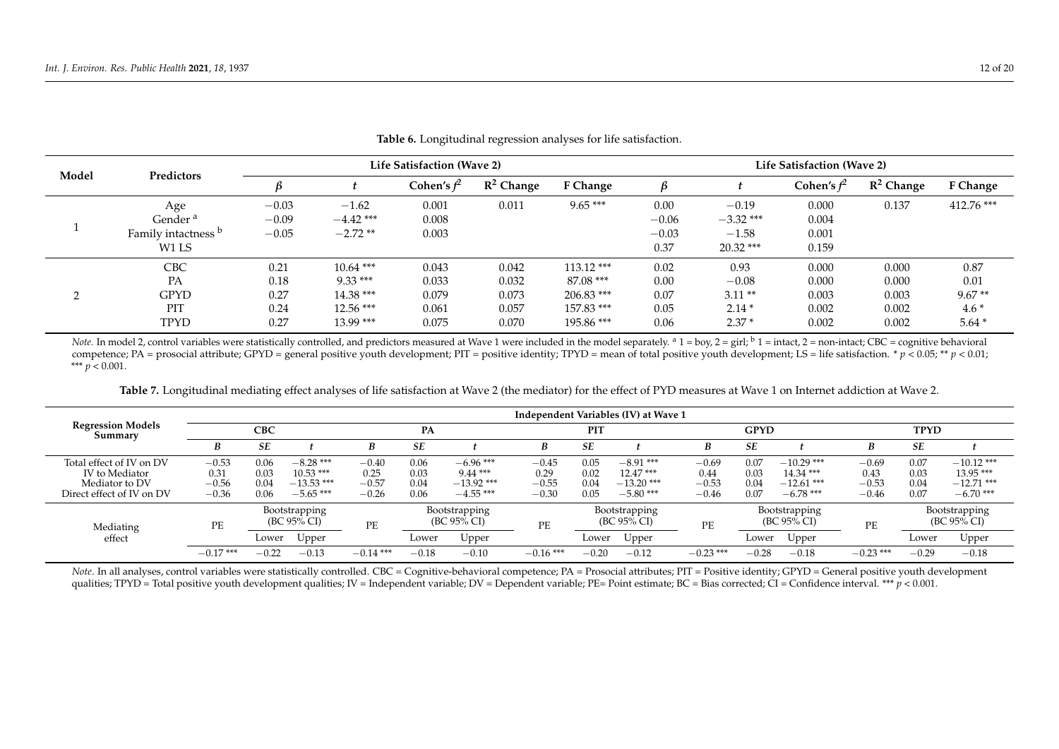**Table 6.** Longitudinal regression analyses for life satisfaction.

| Model | Predictors | Life Satisfaction (Wave 2) | | | | | Life Satisfaction (Wave 2) | | | | |
|---|---|---|---|---|---|---|---|---|---|---|---|
| | | $\beta$ | $t$ | Cohen's $f^2$ | $R^2$ Change | F Change | $\beta$ | $t$ | Cohen's $f^2$ | $R^2$ Change | F Change |
| 1 | Age | −0.03 | −1.62 | 0.001 | 0.011 | 9.65 *** | 0.00 | −0.19 | 0.000 | 0.137 | 412.76 *** |
| | Gender [a] | −0.09 | −4.42 *** | 0.008 | | | −0.06 | −3.32 *** | 0.004 | | |
| | Family intactness [b] | −0.05 | −2.72 ** | 0.003 | | | −0.03 | −1.58 | 0.001 | | |
| | W1 LS | | | | | | 0.37 | 20.32 *** | 0.159 | | |
| 2 | CBC | 0.21 | 10.64 *** | 0.043 | 0.042 | 113.12 *** | 0.02 | 0.93 | 0.000 | 0.000 | 0.87 |
| | PA | 0.18 | 9.33 *** | 0.033 | 0.032 | 87.08 *** | 0.00 | −0.08 | 0.000 | 0.000 | 0.01 |
| | GPYD | 0.27 | 14.38 *** | 0.079 | 0.073 | 206.83 *** | 0.07 | 3.11 ** | 0.003 | 0.003 | 9.67 ** |
| | PIT | 0.24 | 12.56 *** | 0.061 | 0.057 | 157.83 *** | 0.05 | 2.14 * | 0.002 | 0.002 | 4.6 * |
| | TPYD | 0.27 | 13.99 *** | 0.075 | 0.070 | 195.86 *** | 0.06 | 2.37 * | 0.002 | 0.002 | 5.64 * |

*Note.* In model 2, control variables were statistically controlled, and predictors measured at Wave 1 were included in the model separately. [a] 1 = boy, 2 = girl; [b] 1 = intact, 2 = non-intact; CBC = cognitive behavioral competence; PA = prosocial attribute; GPYD = general positive youth development; PIT = positive identity; TPYD = mean of total positive youth development; LS = life satisfaction. * $p < 0.05$; ** $p < 0.01$; *** $p < 0.001$.

**Table 7.** Longitudinal mediating effect analyses of life satisfaction at Wave 2 (the mediator) for the effect of PYD measures at Wave 1 on Internet addiction at Wave 2.

| Regression Models Summary | Independent Variables (IV) at Wave 1 | | | | | | | | | | | | | | |
|---|---|---|---|---|---|---|---|---|---|---|---|---|---|---|---|
| | CBC | | | PA | | | PIT | | | GPYD | | | TPYD | | |
| | $B$ | $SE$ | $t$ | $B$ | $SE$ | $t$ | $B$ | $SE$ | $t$ | $B$ | $SE$ | $t$ | $B$ | $SE$ | $t$ |
| Total effect of IV on DV | −0.53 | 0.06 | −8.28 *** | −0.40 | 0.06 | −6.96 *** | −0.45 | 0.05 | −8.91 *** | −0.69 | 0.07 | −10.29 *** | −0.69 | 0.07 | −10.12 *** |
| IV to Mediator | 0.31 | 0.03 | 10.53 *** | 0.25 | 0.03 | 9.44 *** | 0.29 | 0.02 | 12.47 *** | 0.44 | 0.03 | 14.34 *** | 0.43 | 0.03 | 13.95 *** |
| Mediator to DV | −0.56 | 0.04 | −13.53 *** | −0.57 | 0.04 | −13.92 *** | −0.55 | 0.04 | −13.20 *** | −0.53 | 0.04 | −12.61 *** | −0.53 | 0.04 | −12.71 *** |
| Direct effect of IV on DV | −0.36 | 0.06 | −5.65 *** | −0.26 | 0.06 | −4.55 *** | −0.30 | 0.05 | −5.80 *** | −0.46 | 0.07 | −6.78 *** | −0.46 | 0.07 | −6.70 *** |
| Mediating effect | PE | Bootstrapping (BC 95% CI) | | PE | Bootstrapping (BC 95% CI) | | PE | Bootstrapping (BC 95% CI) | | PE | Bootstrapping (BC 95% CI) | | PE | Bootstrapping (BC 95% CI) | |
| | | Lower | Upper | | Lower | Upper | | Lower | Upper | | Lower | Upper | | Lower | Upper |
| | −0.17 *** | −0.22 | −0.13 | −0.14 *** | −0.18 | −0.10 | −0.16 *** | −0.20 | −0.12 | −0.23 *** | −0.28 | −0.18 | −0.23 *** | −0.29 | −0.18 |

*Note.* In all analyses, control variables were statistically controlled. CBC = Cognitive-behavioral competence; PA = Prosocial attributes; PIT = Positive identity; GPYD = General positive youth development qualities; TPYD = Total positive youth development qualities; IV = Independent variable; DV = Dependent variable; PE= Point estimate; BC = Bias corrected; CI = Confidence interval. *** $p < 0.001$.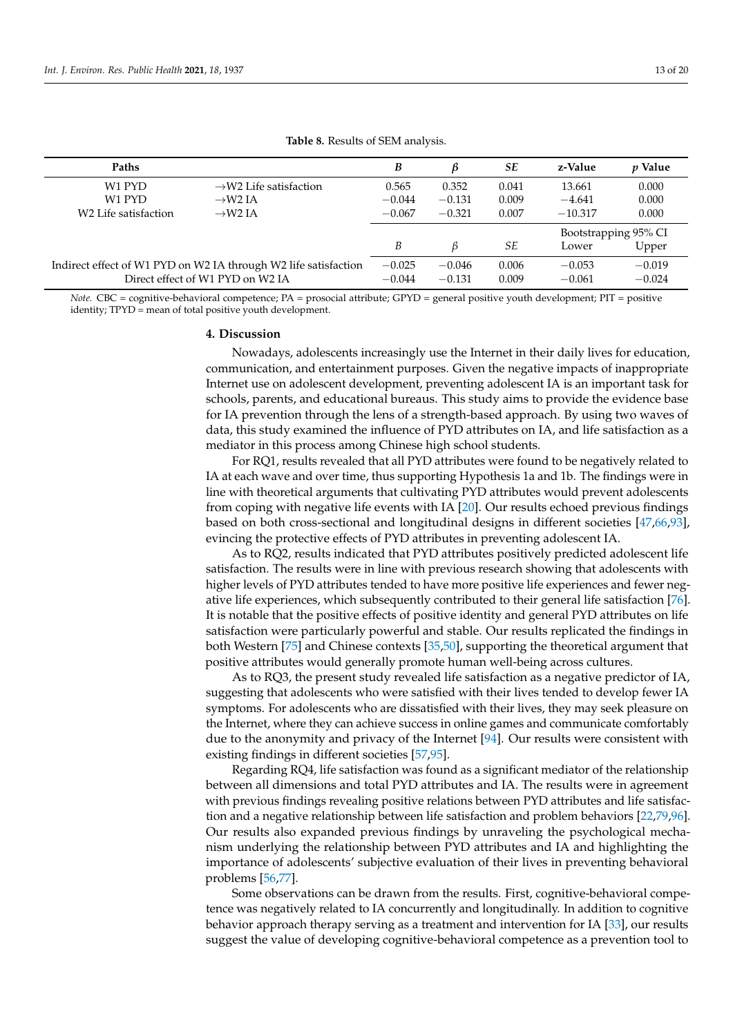**Table 8.** Results of SEM analysis.

| Paths | | *B* | *β* | *SE* | z-Value | *p* Value |
|---|---|---|---|---|---|---|
| W1 PYD | →W2 Life satisfaction | 0.565 | 0.352 | 0.041 | 13.661 | 0.000 |
| W1 PYD | →W2 IA | −0.044 | −0.131 | 0.009 | −4.641 | 0.000 |
| W2 Life satisfaction | →W2 IA | −0.067 | −0.321 | 0.007 | −10.317 | 0.000 |
| | | | | | Bootstrapping 95% CI | |
| | | *B* | *β* | *SE* | Lower | Upper |
| Indirect effect of W1 PYD on W2 IA through W2 life satisfaction | | −0.025 | −0.046 | 0.006 | −0.053 | −0.019 |
| Direct effect of W1 PYD on W2 IA | | −0.044 | −0.131 | 0.009 | −0.061 | −0.024 |

*Note.* CBC = cognitive-behavioral competence; PA = prosocial attribute; GPYD = general positive youth development; PIT = positive identity; TPYD = mean of total positive youth development.

## 4. Discussion

Nowadays, adolescents increasingly use the Internet in their daily lives for education, communication, and entertainment purposes. Given the negative impacts of inappropriate Internet use on adolescent development, preventing adolescent IA is an important task for schools, parents, and educational bureaus. This study aims to provide the evidence base for IA prevention through the lens of a strength-based approach. By using two waves of data, this study examined the influence of PYD attributes on IA, and life satisfaction as a mediator in this process among Chinese high school students.

For RQ1, results revealed that all PYD attributes were found to be negatively related to IA at each wave and over time, thus supporting Hypothesis 1a and 1b. The findings were in line with theoretical arguments that cultivating PYD attributes would prevent adolescents from coping with negative life events with IA [20]. Our results echoed previous findings based on both cross-sectional and longitudinal designs in different societies [47,66,93], evincing the protective effects of PYD attributes in preventing adolescent IA.

As to RQ2, results indicated that PYD attributes positively predicted adolescent life satisfaction. The results were in line with previous research showing that adolescents with higher levels of PYD attributes tended to have more positive life experiences and fewer negative life experiences, which subsequently contributed to their general life satisfaction [76]. It is notable that the positive effects of positive identity and general PYD attributes on life satisfaction were particularly powerful and stable. Our results replicated the findings in both Western [75] and Chinese contexts [35,50], supporting the theoretical argument that positive attributes would generally promote human well-being across cultures.

As to RQ3, the present study revealed life satisfaction as a negative predictor of IA, suggesting that adolescents who were satisfied with their lives tended to develop fewer IA symptoms. For adolescents who are dissatisfied with their lives, they may seek pleasure on the Internet, where they can achieve success in online games and communicate comfortably due to the anonymity and privacy of the Internet [94]. Our results were consistent with existing findings in different societies [57,95].

Regarding RQ4, life satisfaction was found as a significant mediator of the relationship between all dimensions and total PYD attributes and IA. The results were in agreement with previous findings revealing positive relations between PYD attributes and life satisfaction and a negative relationship between life satisfaction and problem behaviors [22,79,96]. Our results also expanded previous findings by unraveling the psychological mechanism underlying the relationship between PYD attributes and IA and highlighting the importance of adolescents' subjective evaluation of their lives in preventing behavioral problems [56,77].

Some observations can be drawn from the results. First, cognitive-behavioral competence was negatively related to IA concurrently and longitudinally. In addition to cognitive behavior approach therapy serving as a treatment and intervention for IA [33], our results suggest the value of developing cognitive-behavioral competence as a prevention tool to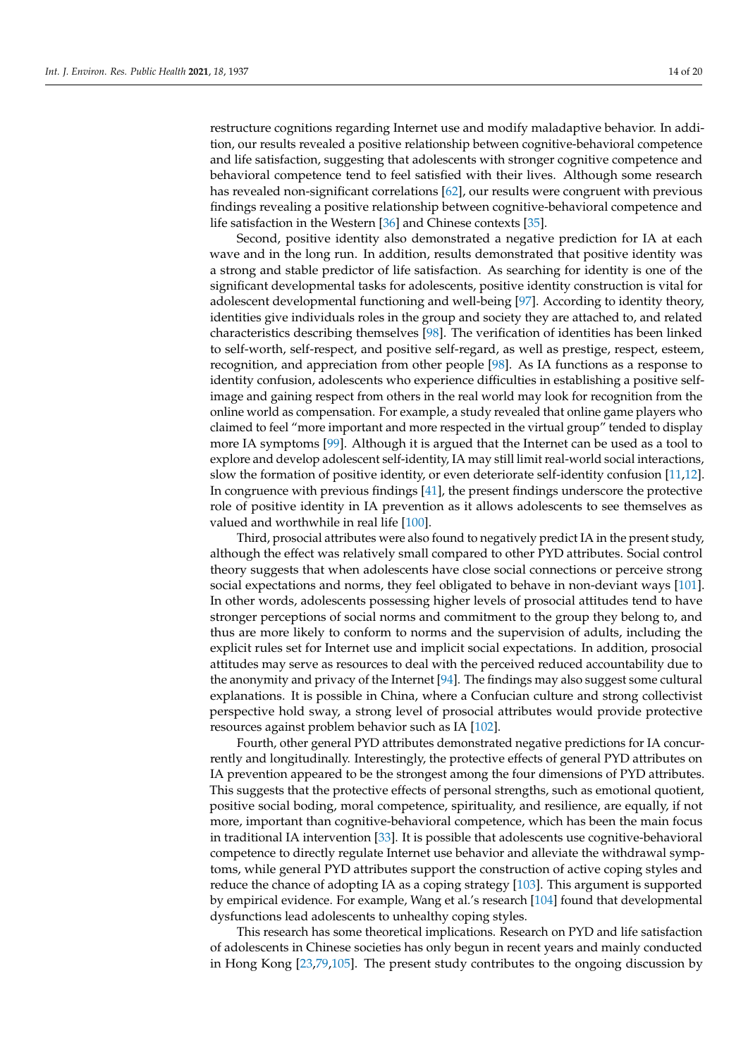restructure cognitions regarding Internet use and modify maladaptive behavior. In addition, our results revealed a positive relationship between cognitive-behavioral competence and life satisfaction, suggesting that adolescents with stronger cognitive competence and behavioral competence tend to feel satisfied with their lives. Although some research has revealed non-significant correlations [62], our results were congruent with previous findings revealing a positive relationship between cognitive-behavioral competence and life satisfaction in the Western [36] and Chinese contexts [35].

Second, positive identity also demonstrated a negative prediction for IA at each wave and in the long run. In addition, results demonstrated that positive identity was a strong and stable predictor of life satisfaction. As searching for identity is one of the significant developmental tasks for adolescents, positive identity construction is vital for adolescent developmental functioning and well-being [97]. According to identity theory, identities give individuals roles in the group and society they are attached to, and related characteristics describing themselves [98]. The verification of identities has been linked to self-worth, self-respect, and positive self-regard, as well as prestige, respect, esteem, recognition, and appreciation from other people [98]. As IA functions as a response to identity confusion, adolescents who experience difficulties in establishing a positive self-image and gaining respect from others in the real world may look for recognition from the online world as compensation. For example, a study revealed that online game players who claimed to feel "more important and more respected in the virtual group" tended to display more IA symptoms [99]. Although it is argued that the Internet can be used as a tool to explore and develop adolescent self-identity, IA may still limit real-world social interactions, slow the formation of positive identity, or even deteriorate self-identity confusion [11,12]. In congruence with previous findings [41], the present findings underscore the protective role of positive identity in IA prevention as it allows adolescents to see themselves as valued and worthwhile in real life [100].

Third, prosocial attributes were also found to negatively predict IA in the present study, although the effect was relatively small compared to other PYD attributes. Social control theory suggests that when adolescents have close social connections or perceive strong social expectations and norms, they feel obligated to behave in non-deviant ways [101]. In other words, adolescents possessing higher levels of prosocial attitudes tend to have stronger perceptions of social norms and commitment to the group they belong to, and thus are more likely to conform to norms and the supervision of adults, including the explicit rules set for Internet use and implicit social expectations. In addition, prosocial attitudes may serve as resources to deal with the perceived reduced accountability due to the anonymity and privacy of the Internet [94]. The findings may also suggest some cultural explanations. It is possible in China, where a Confucian culture and strong collectivist perspective hold sway, a strong level of prosocial attributes would provide protective resources against problem behavior such as IA [102].

Fourth, other general PYD attributes demonstrated negative predictions for IA concurrently and longitudinally. Interestingly, the protective effects of general PYD attributes on IA prevention appeared to be the strongest among the four dimensions of PYD attributes. This suggests that the protective effects of personal strengths, such as emotional quotient, positive social boding, moral competence, spirituality, and resilience, are equally, if not more, important than cognitive-behavioral competence, which has been the main focus in traditional IA intervention [33]. It is possible that adolescents use cognitive-behavioral competence to directly regulate Internet use behavior and alleviate the withdrawal symptoms, while general PYD attributes support the construction of active coping styles and reduce the chance of adopting IA as a coping strategy [103]. This argument is supported by empirical evidence. For example, Wang et al.'s research [104] found that developmental dysfunctions lead adolescents to unhealthy coping styles.

This research has some theoretical implications. Research on PYD and life satisfaction of adolescents in Chinese societies has only begun in recent years and mainly conducted in Hong Kong [23,79,105]. The present study contributes to the ongoing discussion by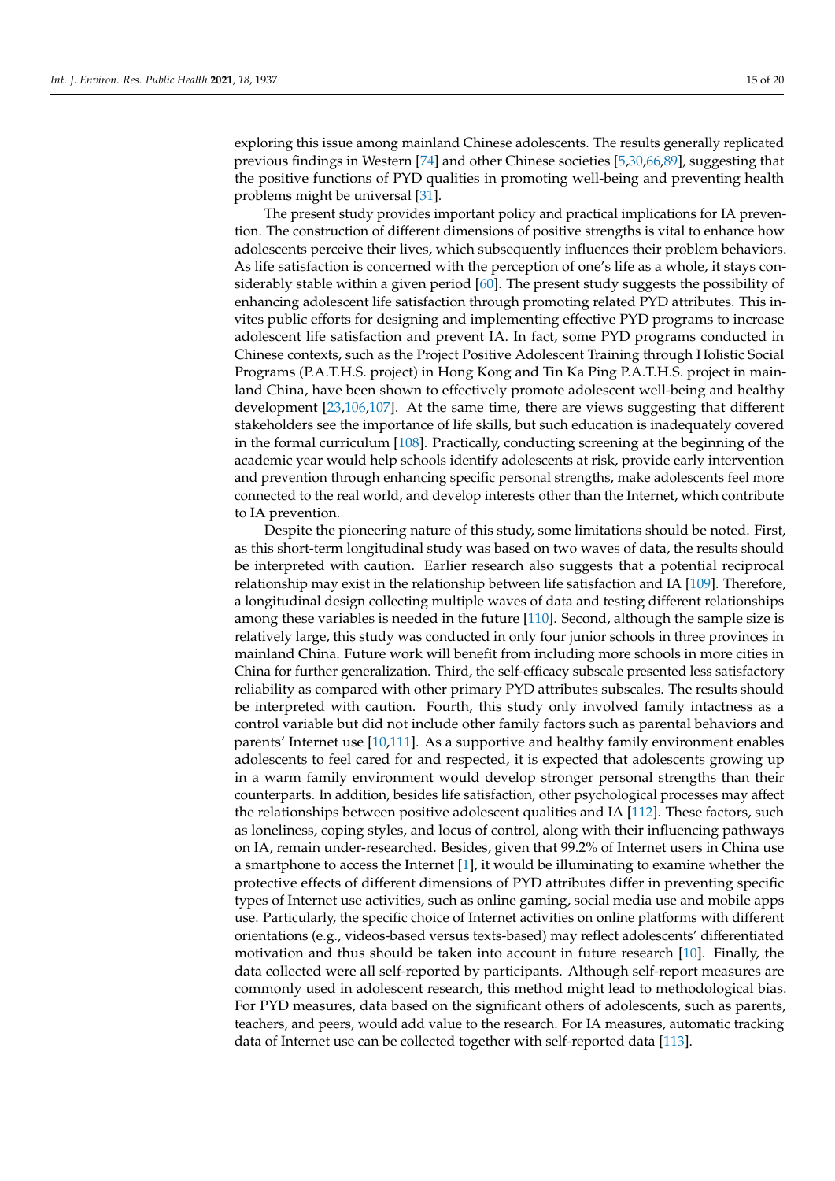exploring this issue among mainland Chinese adolescents. The results generally replicated previous findings in Western [74] and other Chinese societies [5,30,66,89], suggesting that the positive functions of PYD qualities in promoting well-being and preventing health problems might be universal [31].

The present study provides important policy and practical implications for IA prevention. The construction of different dimensions of positive strengths is vital to enhance how adolescents perceive their lives, which subsequently influences their problem behaviors. As life satisfaction is concerned with the perception of one's life as a whole, it stays considerably stable within a given period [60]. The present study suggests the possibility of enhancing adolescent life satisfaction through promoting related PYD attributes. This invites public efforts for designing and implementing effective PYD programs to increase adolescent life satisfaction and prevent IA. In fact, some PYD programs conducted in Chinese contexts, such as the Project Positive Adolescent Training through Holistic Social Programs (P.A.T.H.S. project) in Hong Kong and Tin Ka Ping P.A.T.H.S. project in mainland China, have been shown to effectively promote adolescent well-being and healthy development [23,106,107]. At the same time, there are views suggesting that different stakeholders see the importance of life skills, but such education is inadequately covered in the formal curriculum [108]. Practically, conducting screening at the beginning of the academic year would help schools identify adolescents at risk, provide early intervention and prevention through enhancing specific personal strengths, make adolescents feel more connected to the real world, and develop interests other than the Internet, which contribute to IA prevention.

Despite the pioneering nature of this study, some limitations should be noted. First, as this short-term longitudinal study was based on two waves of data, the results should be interpreted with caution. Earlier research also suggests that a potential reciprocal relationship may exist in the relationship between life satisfaction and IA [109]. Therefore, a longitudinal design collecting multiple waves of data and testing different relationships among these variables is needed in the future [110]. Second, although the sample size is relatively large, this study was conducted in only four junior schools in three provinces in mainland China. Future work will benefit from including more schools in more cities in China for further generalization. Third, the self-efficacy subscale presented less satisfactory reliability as compared with other primary PYD attributes subscales. The results should be interpreted with caution. Fourth, this study only involved family intactness as a control variable but did not include other family factors such as parental behaviors and parents' Internet use [10,111]. As a supportive and healthy family environment enables adolescents to feel cared for and respected, it is expected that adolescents growing up in a warm family environment would develop stronger personal strengths than their counterparts. In addition, besides life satisfaction, other psychological processes may affect the relationships between positive adolescent qualities and IA [112]. These factors, such as loneliness, coping styles, and locus of control, along with their influencing pathways on IA, remain under-researched. Besides, given that 99.2% of Internet users in China use a smartphone to access the Internet [1], it would be illuminating to examine whether the protective effects of different dimensions of PYD attributes differ in preventing specific types of Internet use activities, such as online gaming, social media use and mobile apps use. Particularly, the specific choice of Internet activities on online platforms with different orientations (e.g., videos-based versus texts-based) may reflect adolescents' differentiated motivation and thus should be taken into account in future research [10]. Finally, the data collected were all self-reported by participants. Although self-report measures are commonly used in adolescent research, this method might lead to methodological bias. For PYD measures, data based on the significant others of adolescents, such as parents, teachers, and peers, would add value to the research. For IA measures, automatic tracking data of Internet use can be collected together with self-reported data [113].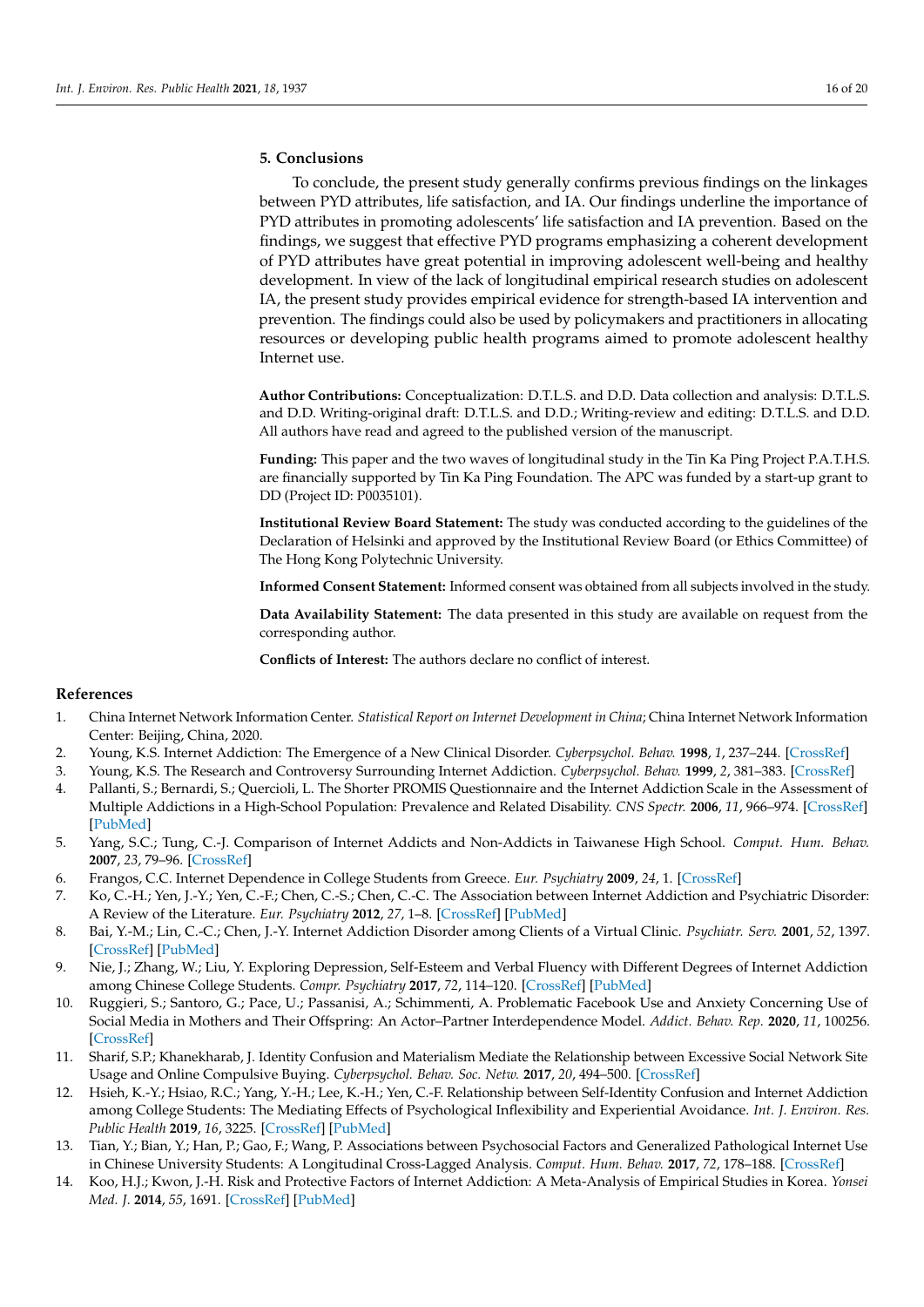## 5. Conclusions

To conclude, the present study generally confirms previous findings on the linkages between PYD attributes, life satisfaction, and IA. Our findings underline the importance of PYD attributes in promoting adolescents' life satisfaction and IA prevention. Based on the findings, we suggest that effective PYD programs emphasizing a coherent development of PYD attributes have great potential in improving adolescent well-being and healthy development. In view of the lack of longitudinal empirical research studies on adolescent IA, the present study provides empirical evidence for strength-based IA intervention and prevention. The findings could also be used by policymakers and practitioners in allocating resources or developing public health programs aimed to promote adolescent healthy Internet use.

**Author Contributions:** Conceptualization: D.T.L.S. and D.D. Data collection and analysis: D.T.L.S. and D.D. Writing-original draft: D.T.L.S. and D.D.; Writing-review and editing: D.T.L.S. and D.D. All authors have read and agreed to the published version of the manuscript.

**Funding:** This paper and the two waves of longitudinal study in the Tin Ka Ping Project P.A.T.H.S. are financially supported by Tin Ka Ping Foundation. The APC was funded by a start-up grant to DD (Project ID: P0035101).

**Institutional Review Board Statement:** The study was conducted according to the guidelines of the Declaration of Helsinki and approved by the Institutional Review Board (or Ethics Committee) of The Hong Kong Polytechnic University.

**Informed Consent Statement:** Informed consent was obtained from all subjects involved in the study.

**Data Availability Statement:** The data presented in this study are available on request from the corresponding author.

**Conflicts of Interest:** The authors declare no conflict of interest.

## References

1. China Internet Network Information Center. *Statistical Report on Internet Development in China*; China Internet Network Information Center: Beijing, China, 2020.
2. Young, K.S. Internet Addiction: The Emergence of a New Clinical Disorder. *Cyberpsychol. Behav.* **1998**, *1*, 237–244. [CrossRef]
3. Young, K.S. The Research and Controversy Surrounding Internet Addiction. *Cyberpsychol. Behav.* **1999**, *2*, 381–383. [CrossRef]
4. Pallanti, S.; Bernardi, S.; Quercioli, L. The Shorter PROMIS Questionnaire and the Internet Addiction Scale in the Assessment of Multiple Addictions in a High-School Population: Prevalence and Related Disability. *CNS Spectr.* **2006**, *11*, 966–974. [CrossRef] [PubMed]
5. Yang, S.C.; Tung, C.-J. Comparison of Internet Addicts and Non-Addicts in Taiwanese High School. *Comput. Hum. Behav.* **2007**, *23*, 79–96. [CrossRef]
6. Frangos, C.C. Internet Dependence in College Students from Greece. *Eur. Psychiatry* **2009**, *24*, 1. [CrossRef]
7. Ko, C.-H.; Yen, J.-Y.; Yen, C.-F.; Chen, C.-S.; Chen, C.-C. The Association between Internet Addiction and Psychiatric Disorder: A Review of the Literature. *Eur. Psychiatry* **2012**, *27*, 1–8. [CrossRef] [PubMed]
8. Bai, Y.-M.; Lin, C.-C.; Chen, J.-Y. Internet Addiction Disorder among Clients of a Virtual Clinic. *Psychiatr. Serv.* **2001**, *52*, 1397. [CrossRef] [PubMed]
9. Nie, J.; Zhang, W.; Liu, Y. Exploring Depression, Self-Esteem and Verbal Fluency with Different Degrees of Internet Addiction among Chinese College Students. *Compr. Psychiatry* **2017**, *72*, 114–120. [CrossRef] [PubMed]
10. Ruggieri, S.; Santoro, G.; Pace, U.; Passanisi, A.; Schimmenti, A. Problematic Facebook Use and Anxiety Concerning Use of Social Media in Mothers and Their Offspring: An Actor–Partner Interdependence Model. *Addict. Behav. Rep.* **2020**, *11*, 100256. [CrossRef]
11. Sharif, S.P.; Khanekharab, J. Identity Confusion and Materialism Mediate the Relationship between Excessive Social Network Site Usage and Online Compulsive Buying. *Cyberpsychol. Behav. Soc. Netw.* **2017**, *20*, 494–500. [CrossRef]
12. Hsieh, K.-Y.; Hsiao, R.C.; Yang, Y.-H.; Lee, K.-H.; Yen, C.-F. Relationship between Self-Identity Confusion and Internet Addiction among College Students: The Mediating Effects of Psychological Inflexibility and Experiential Avoidance. *Int. J. Environ. Res. Public Health* **2019**, *16*, 3225. [CrossRef] [PubMed]
13. Tian, Y.; Bian, Y.; Han, P.; Gao, F.; Wang, P. Associations between Psychosocial Factors and Generalized Pathological Internet Use in Chinese University Students: A Longitudinal Cross-Lagged Analysis. *Comput. Hum. Behav.* **2017**, *72*, 178–188. [CrossRef]
14. Koo, H.J.; Kwon, J.-H. Risk and Protective Factors of Internet Addiction: A Meta-Analysis of Empirical Studies in Korea. *Yonsei Med. J.* **2014**, *55*, 1691. [CrossRef] [PubMed]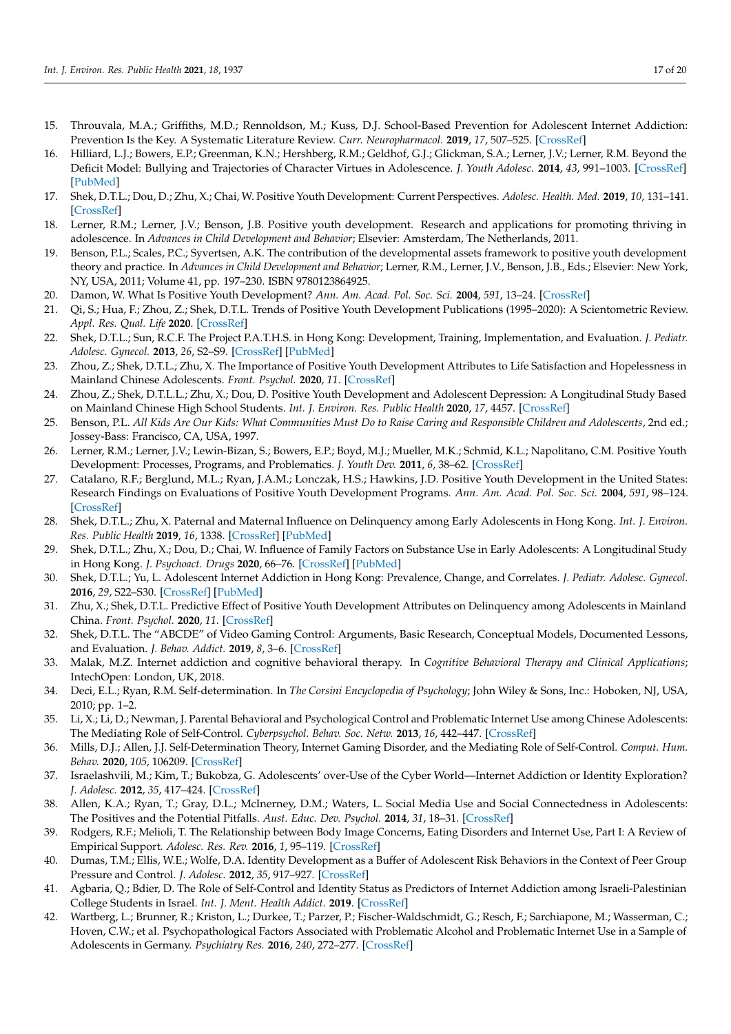15. Throuvala, M.A.; Griffiths, M.D.; Rennoldson, M.; Kuss, D.J. School-Based Prevention for Adolescent Internet Addiction: Prevention Is the Key. A Systematic Literature Review. *Curr. Neuropharmacol.* **2019**, *17*, 507–525. [CrossRef]
16. Hilliard, L.J.; Bowers, E.P.; Greenman, K.N.; Hershberg, R.M.; Geldhof, G.J.; Glickman, S.A.; Lerner, J.V.; Lerner, R.M. Beyond the Deficit Model: Bullying and Trajectories of Character Virtues in Adolescence. *J. Youth Adolesc.* **2014**, *43*, 991–1003. [CrossRef] [PubMed]
17. Shek, D.T.L.; Dou, D.; Zhu, X.; Chai, W. Positive Youth Development: Current Perspectives. *Adolesc. Health. Med.* **2019**, *10*, 131–141. [CrossRef]
18. Lerner, R.M.; Lerner, J.V.; Benson, J.B. Positive youth development. Research and applications for promoting thriving in adolescence. In *Advances in Child Development and Behavior*; Elsevier: Amsterdam, The Netherlands, 2011.
19. Benson, P.L.; Scales, P.C.; Syvertsen, A.K. The contribution of the developmental assets framework to positive youth development theory and practice. In *Advances in Child Development and Behavior*; Lerner, R.M., Lerner, J.V., Benson, J.B., Eds.; Elsevier: New York, NY, USA, 2011; Volume 41, pp. 197–230. ISBN 9780123864925.
20. Damon, W. What Is Positive Youth Development? *Ann. Am. Acad. Pol. Soc. Sci.* **2004**, *591*, 13–24. [CrossRef]
21. Qi, S.; Hua, F.; Zhou, Z.; Shek, D.T.L. Trends of Positive Youth Development Publications (1995–2020): A Scientometric Review. *Appl. Res. Qual. Life* **2020**. [CrossRef]
22. Shek, D.T.L.; Sun, R.C.F. The Project P.A.T.H.S. in Hong Kong: Development, Training, Implementation, and Evaluation. *J. Pediatr. Adolesc. Gynecol.* **2013**, *26*, S2–S9. [CrossRef] [PubMed]
23. Zhou, Z.; Shek, D.T.L.; Zhu, X. The Importance of Positive Youth Development Attributes to Life Satisfaction and Hopelessness in Mainland Chinese Adolescents. *Front. Psychol.* **2020**, *11*. [CrossRef]
24. Zhou, Z.; Shek, D.T.L.L.; Zhu, X.; Dou, D. Positive Youth Development and Adolescent Depression: A Longitudinal Study Based on Mainland Chinese High School Students. *Int. J. Environ. Res. Public Health* **2020**, *17*, 4457. [CrossRef]
25. Benson, P.L. *All Kids Are Our Kids: What Communities Must Do to Raise Caring and Responsible Children and Adolescents*, 2nd ed.; Jossey-Bass: Francisco, CA, USA, 1997.
26. Lerner, R.M.; Lerner, J.V.; Lewin-Bizan, S.; Bowers, E.P.; Boyd, M.J.; Mueller, M.K.; Schmid, K.L.; Napolitano, C.M. Positive Youth Development: Processes, Programs, and Problematics. *J. Youth Dev.* **2011**, *6*, 38–62. [CrossRef]
27. Catalano, R.F.; Berglund, M.L.; Ryan, J.A.M.; Lonczak, H.S.; Hawkins, J.D. Positive Youth Development in the United States: Research Findings on Evaluations of Positive Youth Development Programs. *Ann. Am. Acad. Pol. Soc. Sci.* **2004**, *591*, 98–124. [CrossRef]
28. Shek, D.T.L.; Zhu, X. Paternal and Maternal Influence on Delinquency among Early Adolescents in Hong Kong. *Int. J. Environ. Res. Public Health* **2019**, *16*, 1338. [CrossRef] [PubMed]
29. Shek, D.T.L.; Zhu, X.; Dou, D.; Chai, W. Influence of Family Factors on Substance Use in Early Adolescents: A Longitudinal Study in Hong Kong. *J. Psychoact. Drugs* **2020**, 66–76. [CrossRef] [PubMed]
30. Shek, D.T.L.; Yu, L. Adolescent Internet Addiction in Hong Kong: Prevalence, Change, and Correlates. *J. Pediatr. Adolesc. Gynecol.* **2016**, *29*, S22–S30. [CrossRef] [PubMed]
31. Zhu, X.; Shek, D.T.L. Predictive Effect of Positive Youth Development Attributes on Delinquency among Adolescents in Mainland China. *Front. Psychol.* **2020**, *11*. [CrossRef]
32. Shek, D.T.L. The "ABCDE" of Video Gaming Control: Arguments, Basic Research, Conceptual Models, Documented Lessons, and Evaluation. *J. Behav. Addict.* **2019**, *8*, 3–6. [CrossRef]
33. Malak, M.Z. Internet addiction and cognitive behavioral therapy. In *Cognitive Behavioral Therapy and Clinical Applications*; IntechOpen: London, UK, 2018.
34. Deci, E.L.; Ryan, R.M. Self-determination. In *The Corsini Encyclopedia of Psychology*; John Wiley & Sons, Inc.: Hoboken, NJ, USA, 2010; pp. 1–2.
35. Li, X.; Li, D.; Newman, J. Parental Behavioral and Psychological Control and Problematic Internet Use among Chinese Adolescents: The Mediating Role of Self-Control. *Cyberpsychol. Behav. Soc. Netw.* **2013**, *16*, 442–447. [CrossRef]
36. Mills, D.J.; Allen, J.J. Self-Determination Theory, Internet Gaming Disorder, and the Mediating Role of Self-Control. *Comput. Hum. Behav.* **2020**, *105*, 106209. [CrossRef]
37. Israelashvili, M.; Kim, T.; Bukobza, G. Adolescents' over-Use of the Cyber World—Internet Addiction or Identity Exploration? *J. Adolesc.* **2012**, *35*, 417–424. [CrossRef]
38. Allen, K.A.; Ryan, T.; Gray, D.L.; McInerney, D.M.; Waters, L. Social Media Use and Social Connectedness in Adolescents: The Positives and the Potential Pitfalls. *Aust. Educ. Dev. Psychol.* **2014**, *31*, 18–31. [CrossRef]
39. Rodgers, R.F.; Melioli, T. The Relationship between Body Image Concerns, Eating Disorders and Internet Use, Part I: A Review of Empirical Support. *Adolesc. Res. Rev.* **2016**, *1*, 95–119. [CrossRef]
40. Dumas, T.M.; Ellis, W.E.; Wolfe, D.A. Identity Development as a Buffer of Adolescent Risk Behaviors in the Context of Peer Group Pressure and Control. *J. Adolesc.* **2012**, *35*, 917–927. [CrossRef]
41. Agbaria, Q.; Bdier, D. The Role of Self-Control and Identity Status as Predictors of Internet Addiction among Israeli-Palestinian College Students in Israel. *Int. J. Ment. Health Addict.* **2019**. [CrossRef]
42. Wartberg, L.; Brunner, R.; Kriston, L.; Durkee, T.; Parzer, P.; Fischer-Waldschmidt, G.; Resch, F.; Sarchiapone, M.; Wasserman, C.; Hoven, C.W.; et al. Psychopathological Factors Associated with Problematic Alcohol and Problematic Internet Use in a Sample of Adolescents in Germany. *Psychiatry Res.* **2016**, *240*, 272–277. [CrossRef]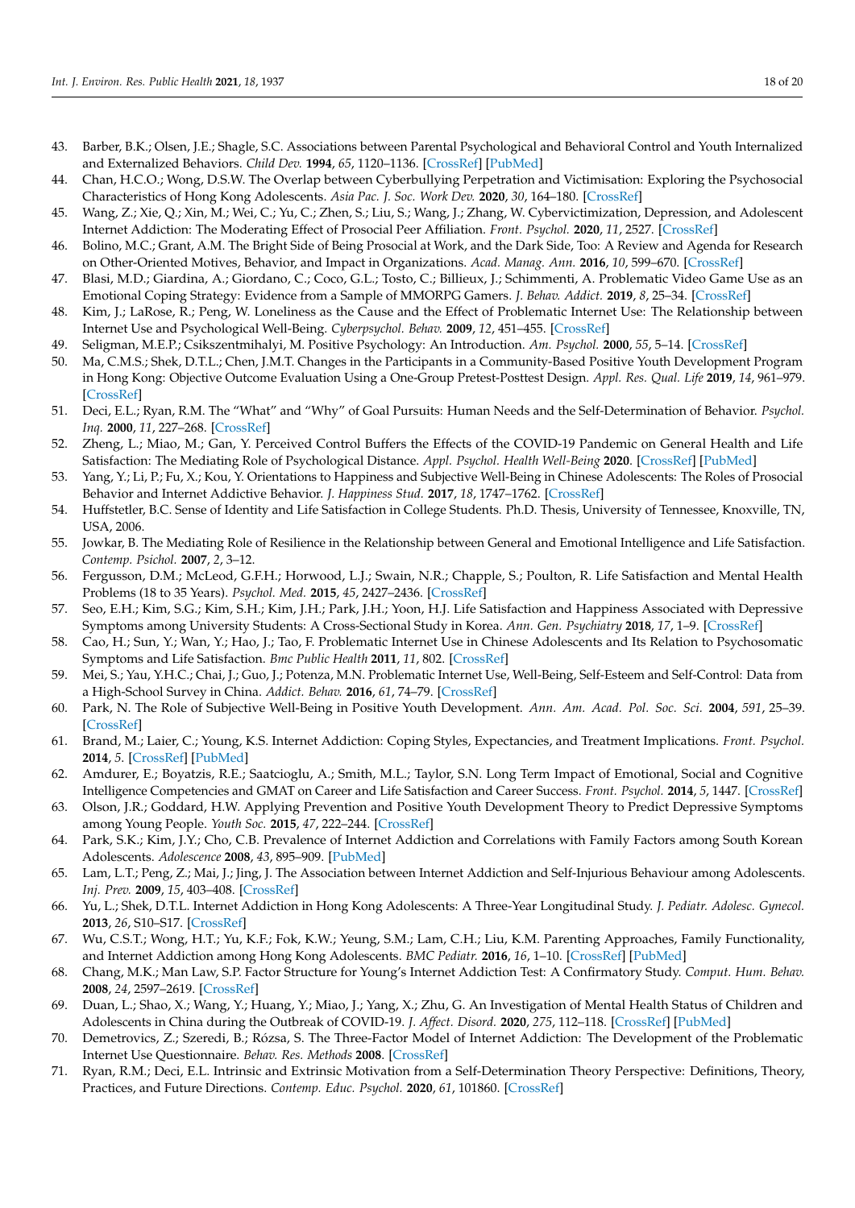43. Barber, B.K.; Olsen, J.E.; Shagle, S.C. Associations between Parental Psychological and Behavioral Control and Youth Internalized and Externalized Behaviors. *Child Dev.* **1994**, *65*, 1120–1136. [CrossRef] [PubMed]
44. Chan, H.C.O.; Wong, D.S.W. The Overlap between Cyberbullying Perpetration and Victimisation: Exploring the Psychosocial Characteristics of Hong Kong Adolescents. *Asia Pac. J. Soc. Work Dev.* **2020**, *30*, 164–180. [CrossRef]
45. Wang, Z.; Xie, Q.; Xin, M.; Wei, C.; Yu, C.; Zhen, S.; Liu, S.; Wang, J.; Zhang, W. Cybervictimization, Depression, and Adolescent Internet Addiction: The Moderating Effect of Prosocial Peer Affiliation. *Front. Psychol.* **2020**, *11*, 2527. [CrossRef]
46. Bolino, M.C.; Grant, A.M. The Bright Side of Being Prosocial at Work, and the Dark Side, Too: A Review and Agenda for Research on Other-Oriented Motives, Behavior, and Impact in Organizations. *Acad. Manag. Ann.* **2016**, *10*, 599–670. [CrossRef]
47. Blasi, M.D.; Giardina, A.; Giordano, C.; Coco, G.L.; Tosto, C.; Billieux, J.; Schimmenti, A. Problematic Video Game Use as an Emotional Coping Strategy: Evidence from a Sample of MMORPG Gamers. *J. Behav. Addict.* **2019**, *8*, 25–34. [CrossRef]
48. Kim, J.; LaRose, R.; Peng, W. Loneliness as the Cause and the Effect of Problematic Internet Use: The Relationship between Internet Use and Psychological Well-Being. *Cyberpsychol. Behav.* **2009**, *12*, 451–455. [CrossRef]
49. Seligman, M.E.P.; Csikszentmihalyi, M. Positive Psychology: An Introduction. *Am. Psychol.* **2000**, *55*, 5–14. [CrossRef]
50. Ma, C.M.S.; Shek, D.T.L.; Chen, J.M.T. Changes in the Participants in a Community-Based Positive Youth Development Program in Hong Kong: Objective Outcome Evaluation Using a One-Group Pretest-Posttest Design. *Appl. Res. Qual. Life* **2019**, *14*, 961–979. [CrossRef]
51. Deci, E.L.; Ryan, R.M. The "What" and "Why" of Goal Pursuits: Human Needs and the Self-Determination of Behavior. *Psychol. Inq.* **2000**, *11*, 227–268. [CrossRef]
52. Zheng, L.; Miao, M.; Gan, Y. Perceived Control Buffers the Effects of the COVID-19 Pandemic on General Health and Life Satisfaction: The Mediating Role of Psychological Distance. *Appl. Psychol. Health Well-Being* **2020**. [CrossRef] [PubMed]
53. Yang, Y.; Li, P.; Fu, X.; Kou, Y. Orientations to Happiness and Subjective Well-Being in Chinese Adolescents: The Roles of Prosocial Behavior and Internet Addictive Behavior. *J. Happiness Stud.* **2017**, *18*, 1747–1762. [CrossRef]
54. Huffstetler, B.C. Sense of Identity and Life Satisfaction in College Students. Ph.D. Thesis, University of Tennessee, Knoxville, TN, USA, 2006.
55. Jowkar, B. The Mediating Role of Resilience in the Relationship between General and Emotional Intelligence and Life Satisfaction. *Contemp. Psichol.* **2007**, *2*, 3–12.
56. Fergusson, D.M.; McLeod, G.F.H.; Horwood, L.J.; Swain, N.R.; Chapple, S.; Poulton, R. Life Satisfaction and Mental Health Problems (18 to 35 Years). *Psychol. Med.* **2015**, *45*, 2427–2436. [CrossRef]
57. Seo, E.H.; Kim, S.G.; Kim, S.H.; Kim, J.H.; Park, J.H.; Yoon, H.J. Life Satisfaction and Happiness Associated with Depressive Symptoms among University Students: A Cross-Sectional Study in Korea. *Ann. Gen. Psychiatry* **2018**, *17*, 1–9. [CrossRef]
58. Cao, H.; Sun, Y.; Wan, Y.; Hao, J.; Tao, F. Problematic Internet Use in Chinese Adolescents and Its Relation to Psychosomatic Symptoms and Life Satisfaction. *Bmc Public Health* **2011**, *11*, 802. [CrossRef]
59. Mei, S.; Yau, Y.H.C.; Chai, J.; Guo, J.; Potenza, M.N. Problematic Internet Use, Well-Being, Self-Esteem and Self-Control: Data from a High-School Survey in China. *Addict. Behav.* **2016**, *61*, 74–79. [CrossRef]
60. Park, N. The Role of Subjective Well-Being in Positive Youth Development. *Ann. Am. Acad. Pol. Soc. Sci.* **2004**, *591*, 25–39. [CrossRef]
61. Brand, M.; Laier, C.; Young, K.S. Internet Addiction: Coping Styles, Expectancies, and Treatment Implications. *Front. Psychol.* **2014**, *5*. [CrossRef] [PubMed]
62. Amdurer, E.; Boyatzis, R.E.; Saatcioglu, A.; Smith, M.L.; Taylor, S.N. Long Term Impact of Emotional, Social and Cognitive Intelligence Competencies and GMAT on Career and Life Satisfaction and Career Success. *Front. Psychol.* **2014**, *5*, 1447. [CrossRef]
63. Olson, J.R.; Goddard, H.W. Applying Prevention and Positive Youth Development Theory to Predict Depressive Symptoms among Young People. *Youth Soc.* **2015**, *47*, 222–244. [CrossRef]
64. Park, S.K.; Kim, J.Y.; Cho, C.B. Prevalence of Internet Addiction and Correlations with Family Factors among South Korean Adolescents. *Adolescence* **2008**, *43*, 895–909. [PubMed]
65. Lam, L.T.; Peng, Z.; Mai, J.; Jing, J. The Association between Internet Addiction and Self-Injurious Behaviour among Adolescents. *Inj. Prev.* **2009**, *15*, 403–408. [CrossRef]
66. Yu, L.; Shek, D.T.L. Internet Addiction in Hong Kong Adolescents: A Three-Year Longitudinal Study. *J. Pediatr. Adolesc. Gynecol.* **2013**, *26*, S10–S17. [CrossRef]
67. Wu, C.S.T.; Wong, H.T.; Yu, K.F.; Fok, K.W.; Yeung, S.M.; Lam, C.H.; Liu, K.M. Parenting Approaches, Family Functionality, and Internet Addiction among Hong Kong Adolescents. *BMC Pediatr.* **2016**, *16*, 1–10. [CrossRef] [PubMed]
68. Chang, M.K.; Man Law, S.P. Factor Structure for Young's Internet Addiction Test: A Confirmatory Study. *Comput. Hum. Behav.* **2008**, *24*, 2597–2619. [CrossRef]
69. Duan, L.; Shao, X.; Wang, Y.; Huang, Y.; Miao, J.; Yang, X.; Zhu, G. An Investigation of Mental Health Status of Children and Adolescents in China during the Outbreak of COVID-19. *J. Affect. Disord.* **2020**, *275*, 112–118. [CrossRef] [PubMed]
70. Demetrovics, Z.; Szeredi, B.; Rózsa, S. The Three-Factor Model of Internet Addiction: The Development of the Problematic Internet Use Questionnaire. *Behav. Res. Methods* **2008**. [CrossRef]
71. Ryan, R.M.; Deci, E.L. Intrinsic and Extrinsic Motivation from a Self-Determination Theory Perspective: Definitions, Theory, Practices, and Future Directions. *Contemp. Educ. Psychol.* **2020**, *61*, 101860. [CrossRef]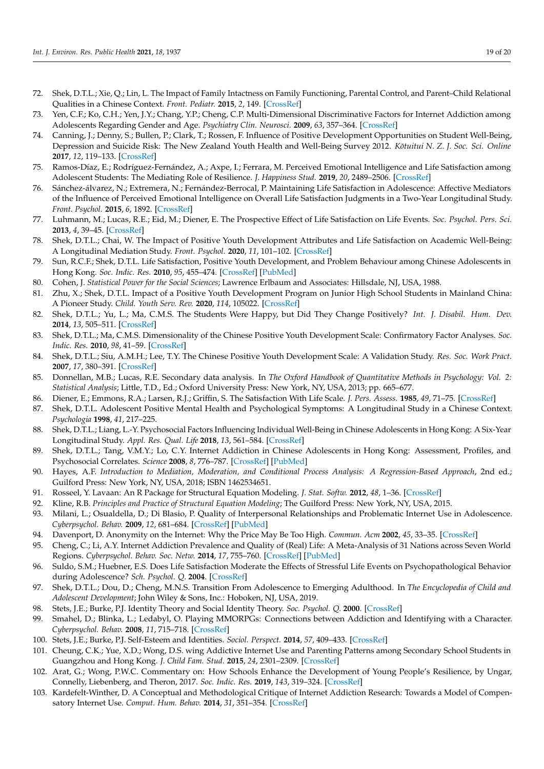72. Shek, D.T.L.; Xie, Q.; Lin, L. The Impact of Family Intactness on Family Functioning, Parental Control, and Parent–Child Relational Qualities in a Chinese Context. *Front. Pediatr.* **2015**, *2*, 149. [CrossRef]
73. Yen, C.F.; Ko, C.H.; Yen, J.Y.; Chang, Y.P.; Cheng, C.P. Multi-Dimensional Discriminative Factors for Internet Addiction among Adolescents Regarding Gender and Age. *Psychiatry Clin. Neurosci.* **2009**, *63*, 357–364. [CrossRef]
74. Canning, J.; Denny, S.; Bullen, P.; Clark, T.; Rossen, F. Influence of Positive Development Opportunities on Student Well-Being, Depression and Suicide Risk: The New Zealand Youth Health and Well-Being Survey 2012. *Kōtuitui N. Z. J. Soc. Sci. Online* **2017**, *12*, 119–133. [CrossRef]
75. Ramos-Díaz, E.; Rodríguez-Fernández, A.; Axpe, I.; Ferrara, M. Perceived Emotional Intelligence and Life Satisfaction among Adolescent Students: The Mediating Role of Resilience. *J. Happiness Stud.* **2019**, *20*, 2489–2506. [CrossRef]
76. Sánchez-álvarez, N.; Extremera, N.; Fernández-Berrocal, P. Maintaining Life Satisfaction in Adolescence: Affective Mediators of the Influence of Perceived Emotional Intelligence on Overall Life Satisfaction Judgments in a Two-Year Longitudinal Study. *Front. Psychol.* **2015**, *6*, 1892. [CrossRef]
77. Luhmann, M.; Lucas, R.E.; Eid, M.; Diener, E. The Prospective Effect of Life Satisfaction on Life Events. *Soc. Psychol. Pers. Sci.* **2013**, *4*, 39–45. [CrossRef]
78. Shek, D.T.L.; Chai, W. The Impact of Positive Youth Development Attributes and Life Satisfaction on Academic Well-Being: A Longitudinal Mediation Study. *Front. Psychol.* **2020**, *11*, 101–102. [CrossRef]
79. Sun, R.C.F.; Shek, D.T.L. Life Satisfaction, Positive Youth Development, and Problem Behaviour among Chinese Adolescents in Hong Kong. *Soc. Indic. Res.* **2010**, *95*, 455–474. [CrossRef] [PubMed]
80. Cohen, J. *Statistical Power for the Social Sciences*; Lawrence Erlbaum and Associates: Hillsdale, NJ, USA, 1988.
81. Zhu, X.; Shek, D.T.L. Impact of a Positive Youth Development Program on Junior High School Students in Mainland China: A Pioneer Study. *Child. Youth Serv. Rev.* **2020**, *114*, 105022. [CrossRef]
82. Shek, D.T.L.; Yu, L.; Ma, C.M.S. The Students Were Happy, but Did They Change Positively? *Int. J. Disabil. Hum. Dev.* **2014**, *13*, 505–511. [CrossRef]
83. Shek, D.T.L.; Ma, C.M.S. Dimensionality of the Chinese Positive Youth Development Scale: Confirmatory Factor Analyses. *Soc. Indic. Res.* **2010**, *98*, 41–59. [CrossRef]
84. Shek, D.T.L.; Siu, A.M.H.; Lee, T.Y. The Chinese Positive Youth Development Scale: A Validation Study. *Res. Soc. Work Pract.* **2007**, *17*, 380–391. [CrossRef]
85. Donnellan, M.B.; Lucas, R.E. Secondary data analysis. In *The Oxford Handbook of Quantitative Methods in Psychology: Vol. 2: Statistical Analysis*; Little, T.D., Ed.; Oxford University Press: New York, NY, USA, 2013; pp. 665–677.
86. Diener, E.; Emmons, R.A.; Larsen, R.J.; Griffin, S. The Satisfaction With Life Scale. *J. Pers. Assess.* **1985**, *49*, 71–75. [CrossRef]
87. Shek, D.T.L. Adolescent Positive Mental Health and Psychological Symptoms: A Longitudinal Study in a Chinese Context. *Psychologia* **1998**, *41*, 217–225.
88. Shek, D.T.L.; Liang, L.-Y. Psychosocial Factors Influencing Individual Well-Being in Chinese Adolescents in Hong Kong: A Six-Year Longitudinal Study. *Appl. Res. Qual. Life* **2018**, *13*, 561–584. [CrossRef]
89. Shek, D.T.L.; Tang, V.M.Y.; Lo, C.Y. Internet Addiction in Chinese Adolescents in Hong Kong: Assessment, Profiles, and Psychosocial Correlates. *Science* **2008**, *8*, 776–787. [CrossRef] [PubMed]
90. Hayes, A.F. *Introduction to Mediation, Moderation, and Conditional Process Analysis: A Regression-Based Approach*, 2nd ed.; Guilford Press: New York, NY, USA, 2018; ISBN 1462534651.
91. Rosseel, Y. Lavaan: An R Package for Structural Equation Modeling. *J. Stat. Softw.* **2012**, *48*, 1–36. [CrossRef]
92. Kline, R.B. *Principles and Practice of Structural Equation Modeling*; The Guilford Press: New York, NY, USA, 2015.
93. Milani, L.; Osualdella, D.; Di Blasio, P. Quality of Interpersonal Relationships and Problematic Internet Use in Adolescence. *Cyberpsychol. Behav.* **2009**, *12*, 681–684. [CrossRef] [PubMed]
94. Davenport, D. Anonymity on the Internet: Why the Price May Be Too High. *Commun. Acm* **2002**, *45*, 33–35. [CrossRef]
95. Cheng, C.; Li, A.Y. Internet Addiction Prevalence and Quality of (Real) Life: A Meta-Analysis of 31 Nations across Seven World Regions. *Cyberpsychol. Behav. Soc. Netw.* **2014**, *17*, 755–760. [CrossRef] [PubMed]
96. Suldo, S.M.; Huebner, E.S. Does Life Satisfaction Moderate the Effects of Stressful Life Events on Psychopathological Behavior during Adolescence? *Sch. Psychol. Q.* **2004**. [CrossRef]
97. Shek, D.T.L.; Dou, D.; Cheng, M.N.S. Transition From Adolescence to Emerging Adulthood. In *The Encyclopedia of Child and Adolescent Development*; John Wiley & Sons, Inc.: Hoboken, NJ, USA, 2019.
98. Stets, J.E.; Burke, P.J. Identity Theory and Social Identity Theory. *Soc. Psychol. Q.* **2000**. [CrossRef]
99. Smahel, D.; Blinka, L.; Ledabyl, O. Playing MMORPGs: Connections between Addiction and Identifying with a Character. *Cyberpsychol. Behav.* **2008**, *11*, 715–718. [CrossRef]
100. Stets, J.E.; Burke, P.J. Self-Esteem and Identities. *Sociol. Perspect.* **2014**, *57*, 409–433. [CrossRef]
101. Cheung, C.K.; Yue, X.D.; Wong, D.S. wing Addictive Internet Use and Parenting Patterns among Secondary School Students in Guangzhou and Hong Kong. *J. Child Fam. Stud.* **2015**, *24*, 2301–2309. [CrossRef]
102. Arat, G.; Wong, P.W.C. Commentary on: How Schools Enhance the Development of Young People's Resilience, by Ungar, Connelly, Liebenberg, and Theron, 2017. *Soc. Indic. Res.* **2019**, *143*, 319–324. [CrossRef]
103. Kardefelt-Winther, D. A Conceptual and Methodological Critique of Internet Addiction Research: Towards a Model of Compensatory Internet Use. *Comput. Hum. Behav.* **2014**, *31*, 351–354. [CrossRef]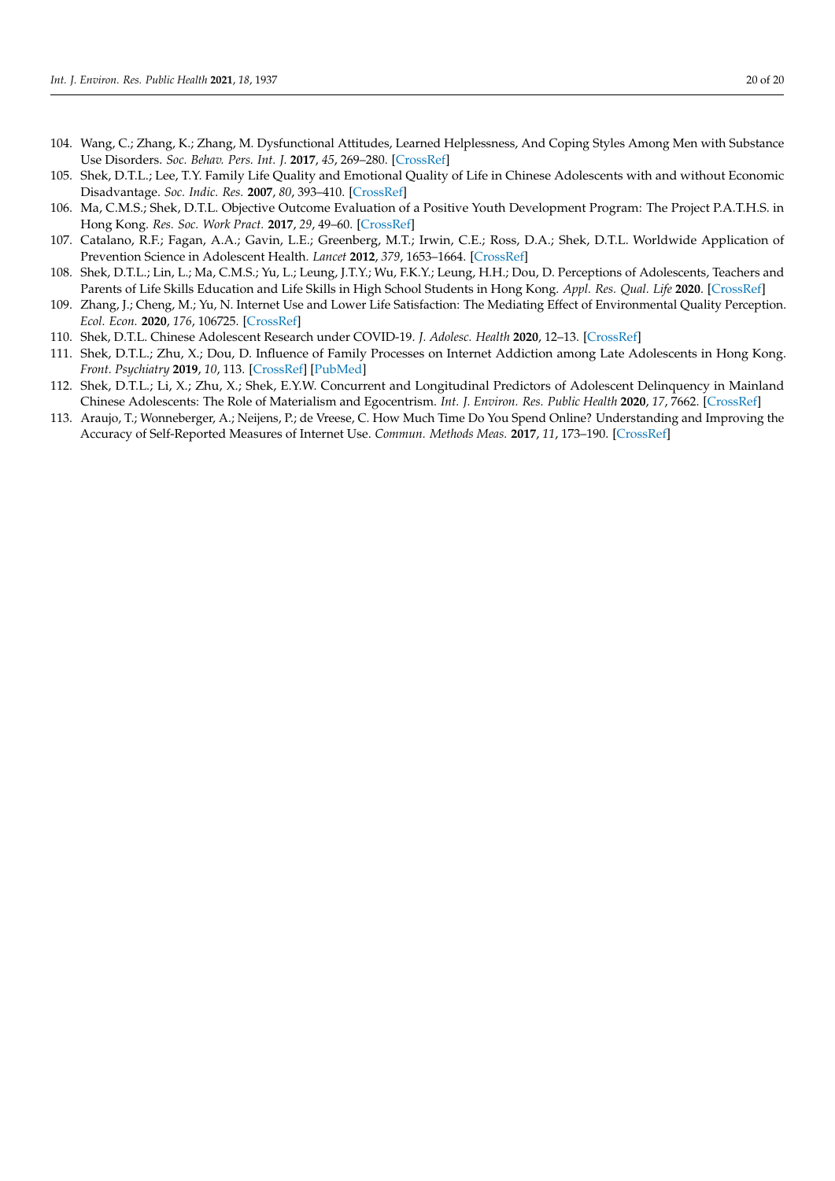104. Wang, C.; Zhang, K.; Zhang, M. Dysfunctional Attitudes, Learned Helplessness, And Coping Styles Among Men with Substance Use Disorders. *Soc. Behav. Pers. Int. J.* **2017**, *45*, 269–280. [CrossRef]
105. Shek, D.T.L.; Lee, T.Y. Family Life Quality and Emotional Quality of Life in Chinese Adolescents with and without Economic Disadvantage. *Soc. Indic. Res.* **2007**, *80*, 393–410. [CrossRef]
106. Ma, C.M.S.; Shek, D.T.L. Objective Outcome Evaluation of a Positive Youth Development Program: The Project P.A.T.H.S. in Hong Kong. *Res. Soc. Work Pract.* **2017**, *29*, 49–60. [CrossRef]
107. Catalano, R.F.; Fagan, A.A.; Gavin, L.E.; Greenberg, M.T.; Irwin, C.E.; Ross, D.A.; Shek, D.T.L. Worldwide Application of Prevention Science in Adolescent Health. *Lancet* **2012**, *379*, 1653–1664. [CrossRef]
108. Shek, D.T.L.; Lin, L.; Ma, C.M.S.; Yu, L.; Leung, J.T.Y.; Wu, F.K.Y.; Leung, H.H.; Dou, D. Perceptions of Adolescents, Teachers and Parents of Life Skills Education and Life Skills in High School Students in Hong Kong. *Appl. Res. Qual. Life* **2020**. [CrossRef]
109. Zhang, J.; Cheng, M.; Yu, N. Internet Use and Lower Life Satisfaction: The Mediating Effect of Environmental Quality Perception. *Ecol. Econ.* **2020**, *176*, 106725. [CrossRef]
110. Shek, D.T.L. Chinese Adolescent Research under COVID-19. *J. Adolesc. Health* **2020**, 12–13. [CrossRef]
111. Shek, D.T.L.; Zhu, X.; Dou, D. Influence of Family Processes on Internet Addiction among Late Adolescents in Hong Kong. *Front. Psychiatry* **2019**, *10*, 113. [CrossRef] [PubMed]
112. Shek, D.T.L.; Li, X.; Zhu, X.; Shek, E.Y.W. Concurrent and Longitudinal Predictors of Adolescent Delinquency in Mainland Chinese Adolescents: The Role of Materialism and Egocentrism. *Int. J. Environ. Res. Public Health* **2020**, *17*, 7662. [CrossRef]
113. Araujo, T.; Wonneberger, A.; Neijens, P.; de Vreese, C. How Much Time Do You Spend Online? Understanding and Improving the Accuracy of Self-Reported Measures of Internet Use. *Commun. Methods Meas.* **2017**, *11*, 173–190. [CrossRef]